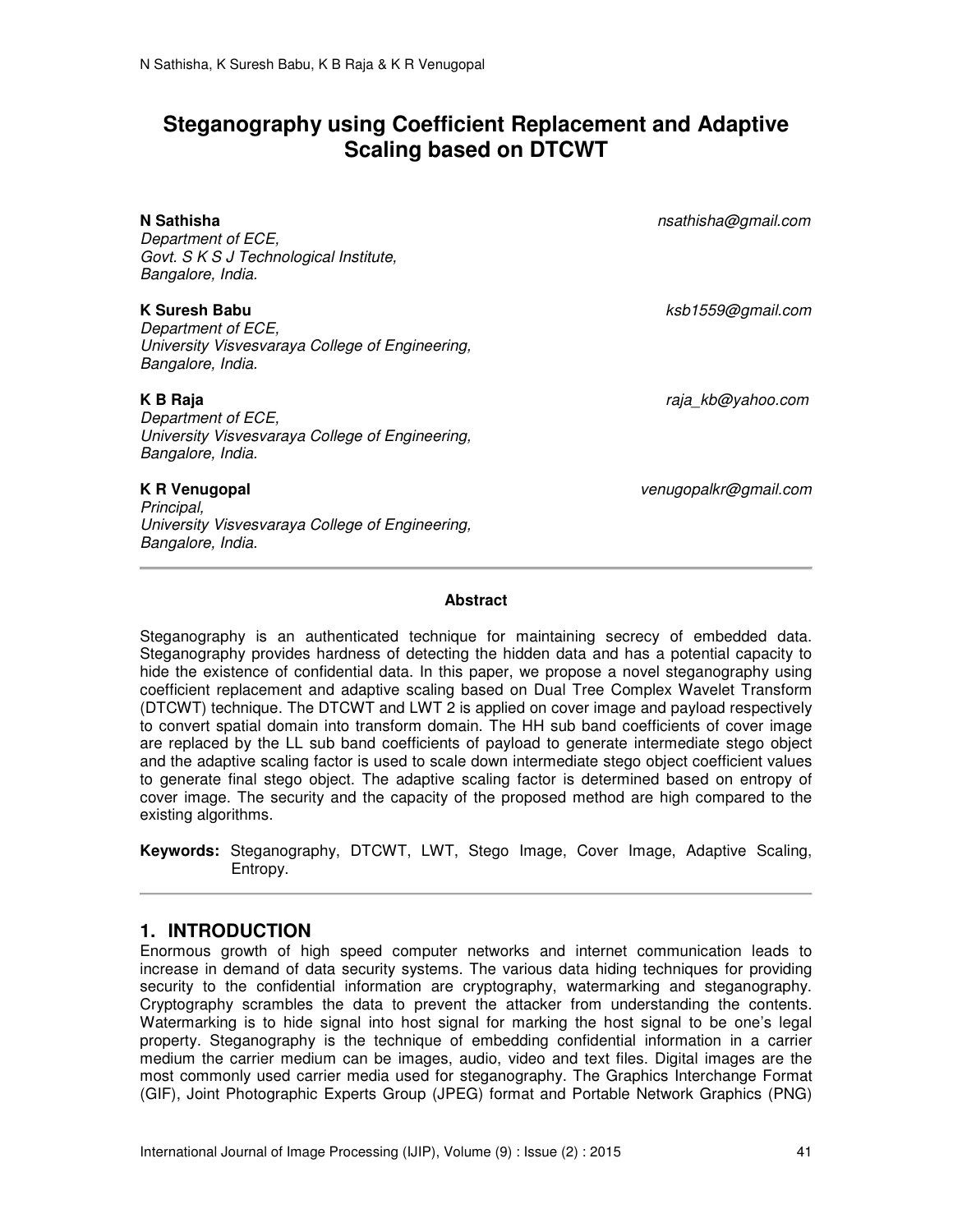# Steganography using Coefficient Replacement and Adaptive Scaling based on DTCWT

**N Sathisha** nsathisha@gmail.com
*Department of ECE,*
*Govt. S K S J Technological Institute,*
*Bangalore, India.*

**K Suresh Babu** ksb1559@gmail.com
*Department of ECE,*
*University Visvesvaraya College of Engineering,*
*Bangalore, India.*

**K B Raja** raja_kb@yahoo.com
*Department of ECE,*
*University Visvesvaraya College of Engineering,*
*Bangalore, India.*

**K R Venugopal** venugopalkr@gmail.com
*Principal,*
*University Visvesvaraya College of Engineering,*
*Bangalore, India.*

---

**Abstract**

Steganography is an authenticated technique for maintaining secrecy of embedded data. Steganography provides hardness of detecting the hidden data and has a potential capacity to hide the existence of confidential data. In this paper, we propose a novel steganography using coefficient replacement and adaptive scaling based on Dual Tree Complex Wavelet Transform (DTCWT) technique. The DTCWT and LWT 2 is applied on cover image and payload respectively to convert spatial domain into transform domain. The HH sub band coefficients of cover image are replaced by the LL sub band coefficients of payload to generate intermediate stego object and the adaptive scaling factor is used to scale down intermediate stego object coefficient values to generate final stego object. The adaptive scaling factor is determined based on entropy of cover image. The security and the capacity of the proposed method are high compared to the existing algorithms.

**Keywords:** Steganography, DTCWT, LWT, Stego Image, Cover Image, Adaptive Scaling, Entropy.

---

## 1. INTRODUCTION

Enormous growth of high speed computer networks and internet communication leads to increase in demand of data security systems. The various data hiding techniques for providing security to the confidential information are cryptography, watermarking and steganography. Cryptography scrambles the data to prevent the attacker from understanding the contents. Watermarking is to hide signal into host signal for marking the host signal to be one's legal property. Steganography is the technique of embedding confidential information in a carrier medium the carrier medium can be images, audio, video and text files. Digital images are the most commonly used carrier media used for steganography. The Graphics Interchange Format (GIF), Joint Photographic Experts Group (JPEG) format and Portable Network Graphics (PNG)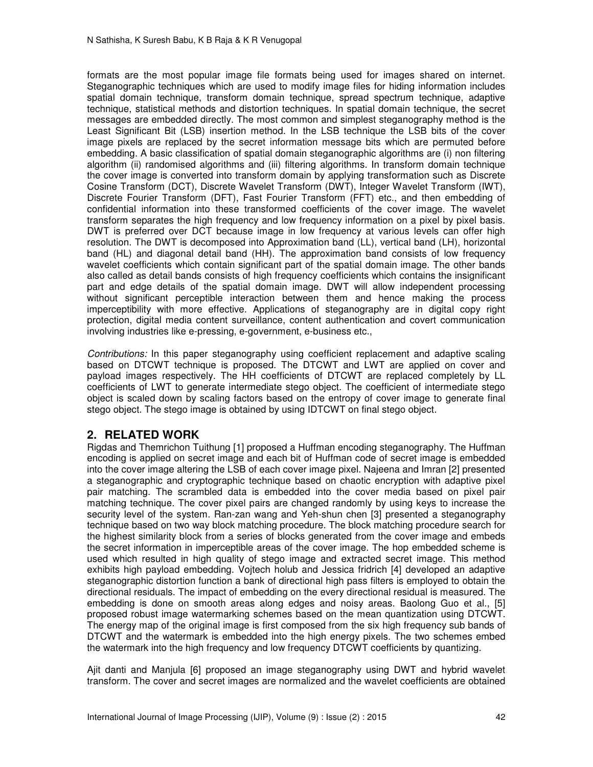formats are the most popular image file formats being used for images shared on internet. Steganographic techniques which are used to modify image files for hiding information includes spatial domain technique, transform domain technique, spread spectrum technique, adaptive technique, statistical methods and distortion techniques. In spatial domain technique, the secret messages are embedded directly. The most common and simplest steganography method is the Least Significant Bit (LSB) insertion method. In the LSB technique the LSB bits of the cover image pixels are replaced by the secret information message bits which are permuted before embedding. A basic classification of spatial domain steganographic algorithms are (i) non filtering algorithm (ii) randomised algorithms and (iii) filtering algorithms. In transform domain technique the cover image is converted into transform domain by applying transformation such as Discrete Cosine Transform (DCT), Discrete Wavelet Transform (DWT), Integer Wavelet Transform (IWT), Discrete Fourier Transform (DFT), Fast Fourier Transform (FFT) etc., and then embedding of confidential information into these transformed coefficients of the cover image. The wavelet transform separates the high frequency and low frequency information on a pixel by pixel basis. DWT is preferred over DCT because image in low frequency at various levels can offer high resolution. The DWT is decomposed into Approximation band (LL), vertical band (LH), horizontal band (HL) and diagonal detail band (HH). The approximation band consists of low frequency wavelet coefficients which contain significant part of the spatial domain image. The other bands also called as detail bands consists of high frequency coefficients which contains the insignificant part and edge details of the spatial domain image. DWT will allow independent processing without significant perceptible interaction between them and hence making the process imperceptibility with more effective. Applications of steganography are in digital copy right protection, digital media content surveillance, content authentication and covert communication involving industries like e-pressing, e-government, e-business etc.,

*Contributions:* In this paper steganography using coefficient replacement and adaptive scaling based on DTCWT technique is proposed. The DTCWT and LWT are applied on cover and payload images respectively. The HH coefficients of DTCWT are replaced completely by LL coefficients of LWT to generate intermediate stego object. The coefficient of intermediate stego object is scaled down by scaling factors based on the entropy of cover image to generate final stego object. The stego image is obtained by using IDTCWT on final stego object.

## 2. RELATED WORK

Rigdas and Themrichon Tuithung [1] proposed a Huffman encoding steganography. The Huffman encoding is applied on secret image and each bit of Huffman code of secret image is embedded into the cover image altering the LSB of each cover image pixel. Najeena and Imran [2] presented a steganographic and cryptographic technique based on chaotic encryption with adaptive pixel pair matching. The scrambled data is embedded into the cover media based on pixel pair matching technique. The cover pixel pairs are changed randomly by using keys to increase the security level of the system. Ran-zan wang and Yeh-shun chen [3] presented a steganography technique based on two way block matching procedure. The block matching procedure search for the highest similarity block from a series of blocks generated from the cover image and embeds the secret information in imperceptible areas of the cover image. The hop embedded scheme is used which resulted in high quality of stego image and extracted secret image. This method exhibits high payload embedding. Vojtech holub and Jessica fridrich [4] developed an adaptive steganographic distortion function a bank of directional high pass filters is employed to obtain the directional residuals. The impact of embedding on the every directional residual is measured. The embedding is done on smooth areas along edges and noisy areas. Baolong Guo et al., [5] proposed robust image watermarking schemes based on the mean quantization using DTCWT. The energy map of the original image is first composed from the six high frequency sub bands of DTCWT and the watermark is embedded into the high energy pixels. The two schemes embed the watermark into the high frequency and low frequency DTCWT coefficients by quantizing.

Ajit danti and Manjula [6] proposed an image steganography using DWT and hybrid wavelet transform. The cover and secret images are normalized and the wavelet coefficients are obtained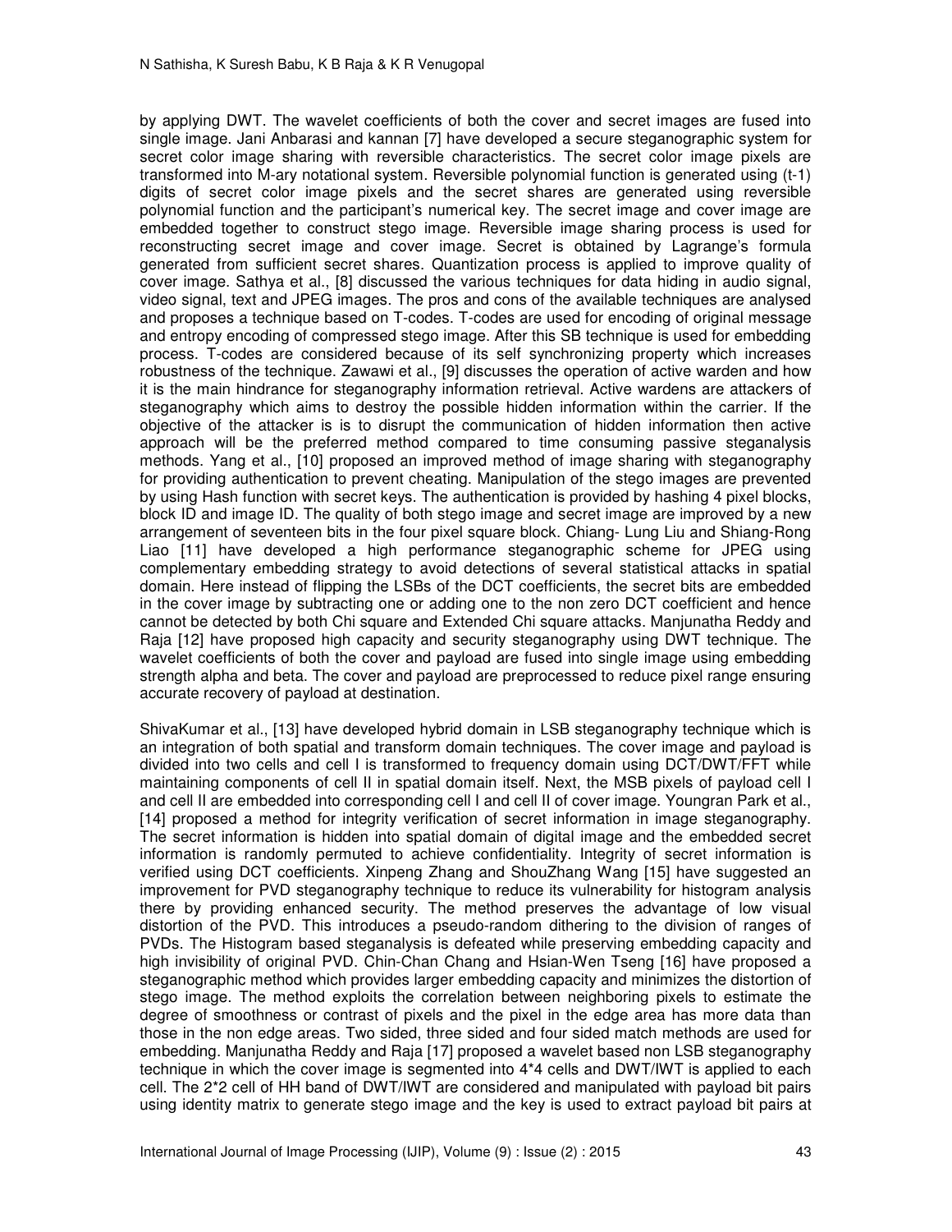by applying DWT. The wavelet coefficients of both the cover and secret images are fused into single image. Jani Anbarasi and kannan [7] have developed a secure steganographic system for secret color image sharing with reversible characteristics. The secret color image pixels are transformed into M-ary notational system. Reversible polynomial function is generated using (t-1) digits of secret color image pixels and the secret shares are generated using reversible polynomial function and the participant's numerical key. The secret image and cover image are embedded together to construct stego image. Reversible image sharing process is used for reconstructing secret image and cover image. Secret is obtained by Lagrange's formula generated from sufficient secret shares. Quantization process is applied to improve quality of cover image. Sathya et al., [8] discussed the various techniques for data hiding in audio signal, video signal, text and JPEG images. The pros and cons of the available techniques are analysed and proposes a technique based on T-codes. T-codes are used for encoding of original message and entropy encoding of compressed stego image. After this SB technique is used for embedding process. T-codes are considered because of its self synchronizing property which increases robustness of the technique. Zawawi et al., [9] discusses the operation of active warden and how it is the main hindrance for steganography information retrieval. Active wardens are attackers of steganography which aims to destroy the possible hidden information within the carrier. If the objective of the attacker is is to disrupt the communication of hidden information then active approach will be the preferred method compared to time consuming passive steganalysis methods. Yang et al., [10] proposed an improved method of image sharing with steganography for providing authentication to prevent cheating. Manipulation of the stego images are prevented by using Hash function with secret keys. The authentication is provided by hashing 4 pixel blocks, block ID and image ID. The quality of both stego image and secret image are improved by a new arrangement of seventeen bits in the four pixel square block. Chiang- Lung Liu and Shiang-Rong Liao [11] have developed a high performance steganographic scheme for JPEG using complementary embedding strategy to avoid detections of several statistical attacks in spatial domain. Here instead of flipping the LSBs of the DCT coefficients, the secret bits are embedded in the cover image by subtracting one or adding one to the non zero DCT coefficient and hence cannot be detected by both Chi square and Extended Chi square attacks. Manjunatha Reddy and Raja [12] have proposed high capacity and security steganography using DWT technique. The wavelet coefficients of both the cover and payload are fused into single image using embedding strength alpha and beta. The cover and payload are preprocessed to reduce pixel range ensuring accurate recovery of payload at destination.

ShivaKumar et al., [13] have developed hybrid domain in LSB steganography technique which is an integration of both spatial and transform domain techniques. The cover image and payload is divided into two cells and cell I is transformed to frequency domain using DCT/DWT/FFT while maintaining components of cell II in spatial domain itself. Next, the MSB pixels of payload cell I and cell II are embedded into corresponding cell I and cell II of cover image. Youngran Park et al., [14] proposed a method for integrity verification of secret information in image steganography. The secret information is hidden into spatial domain of digital image and the embedded secret information is randomly permuted to achieve confidentiality. Integrity of secret information is verified using DCT coefficients. Xinpeng Zhang and ShouZhang Wang [15] have suggested an improvement for PVD steganography technique to reduce its vulnerability for histogram analysis there by providing enhanced security. The method preserves the advantage of low visual distortion of the PVD. This introduces a pseudo-random dithering to the division of ranges of PVDs. The Histogram based steganalysis is defeated while preserving embedding capacity and high invisibility of original PVD. Chin-Chan Chang and Hsian-Wen Tseng [16] have proposed a steganographic method which provides larger embedding capacity and minimizes the distortion of stego image. The method exploits the correlation between neighboring pixels to estimate the degree of smoothness or contrast of pixels and the pixel in the edge area has more data than those in the non edge areas. Two sided, three sided and four sided match methods are used for embedding. Manjunatha Reddy and Raja [17] proposed a wavelet based non LSB steganography technique in which the cover image is segmented into 4*4 cells and DWT/IWT is applied to each cell. The 2*2 cell of HH band of DWT/IWT are considered and manipulated with payload bit pairs using identity matrix to generate stego image and the key is used to extract payload bit pairs at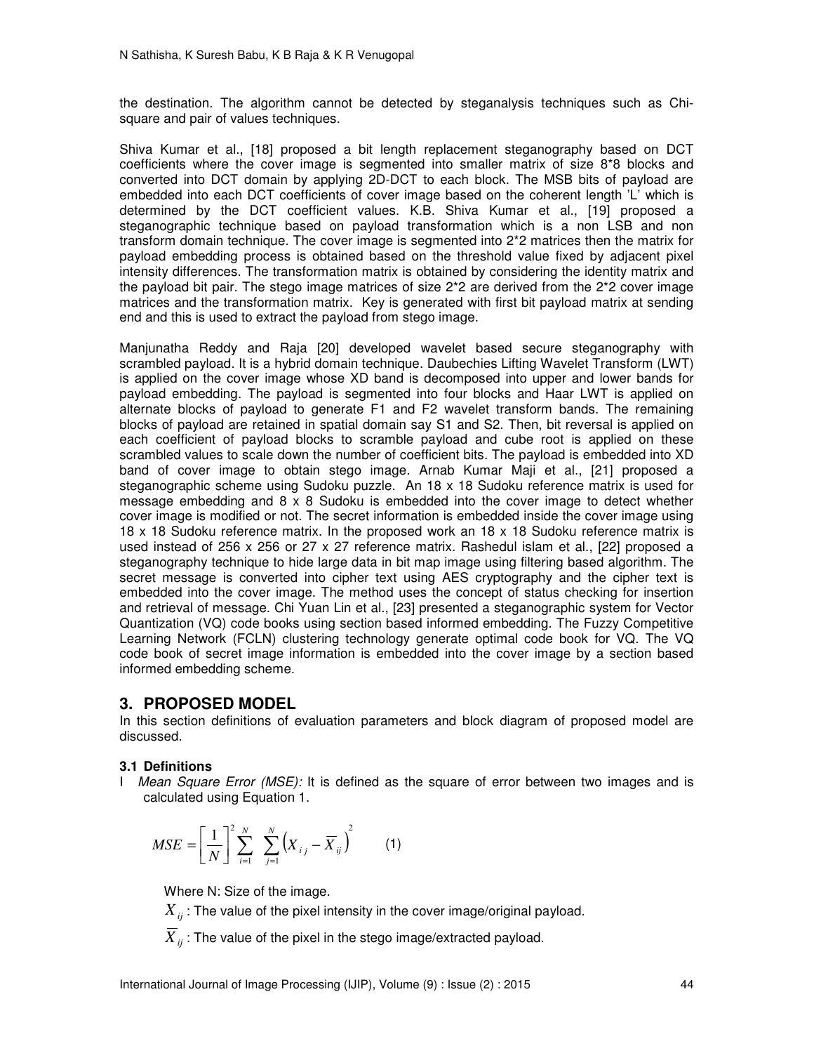the destination. The algorithm cannot be detected by steganalysis techniques such as Chi-square and pair of values techniques.

Shiva Kumar et al., [18] proposed a bit length replacement steganography based on DCT coefficients where the cover image is segmented into smaller matrix of size 8*8 blocks and converted into DCT domain by applying 2D-DCT to each block. The MSB bits of payload are embedded into each DCT coefficients of cover image based on the coherent length 'L' which is determined by the DCT coefficient values. K.B. Shiva Kumar et al., [19] proposed a steganographic technique based on payload transformation which is a non LSB and non transform domain technique. The cover image is segmented into 2*2 matrices then the matrix for payload embedding process is obtained based on the threshold value fixed by adjacent pixel intensity differences. The transformation matrix is obtained by considering the identity matrix and the payload bit pair. The stego image matrices of size 2*2 are derived from the 2*2 cover image matrices and the transformation matrix. Key is generated with first bit payload matrix at sending end and this is used to extract the payload from stego image.

Manjunatha Reddy and Raja [20] developed wavelet based secure steganography with scrambled payload. It is a hybrid domain technique. Daubechies Lifting Wavelet Transform (LWT) is applied on the cover image whose XD band is decomposed into upper and lower bands for payload embedding. The payload is segmented into four blocks and Haar LWT is applied on alternate blocks of payload to generate F1 and F2 wavelet transform bands. The remaining blocks of payload are retained in spatial domain say S1 and S2. Then, bit reversal is applied on each coefficient of payload blocks to scramble payload and cube root is applied on these scrambled values to scale down the number of coefficient bits. The payload is embedded into XD band of cover image to obtain stego image. Arnab Kumar Maji et al., [21] proposed a steganographic scheme using Sudoku puzzle. An 18 x 18 Sudoku reference matrix is used for message embedding and 8 x 8 Sudoku is embedded into the cover image to detect whether cover image is modified or not. The secret information is embedded inside the cover image using 18 x 18 Sudoku reference matrix. In the proposed work an 18 x 18 Sudoku reference matrix is used instead of 256 x 256 or 27 x 27 reference matrix. Rashedul islam et al., [22] proposed a steganography technique to hide large data in bit map image using filtering based algorithm. The secret message is converted into cipher text using AES cryptography and the cipher text is embedded into the cover image. The method uses the concept of status checking for insertion and retrieval of message. Chi Yuan Lin et al., [23] presented a steganographic system for Vector Quantization (VQ) code books using section based informed embedding. The Fuzzy Competitive Learning Network (FCLN) clustering technology generate optimal code book for VQ. The VQ code book of secret image information is embedded into the cover image by a section based informed embedding scheme.

## 3. PROPOSED MODEL

In this section definitions of evaluation parameters and block diagram of proposed model are discussed.

### 3.1 Definitions

I *Mean Square Error (MSE):* It is defined as the square of error between two images and is calculated using Equation 1.

$$MSE = \left[\frac{1}{N}\right]^2 \sum_{i=1}^{N} \sum_{j=1}^{N} \left(X_{ij} - \overline{X}_{ij}\right)^2 \qquad (1)$$

Where N: Size of the image.

$X_{ij}$ : The value of the pixel intensity in the cover image/original payload.

$\overline{X}_{ij}$ : The value of the pixel in the stego image/extracted payload.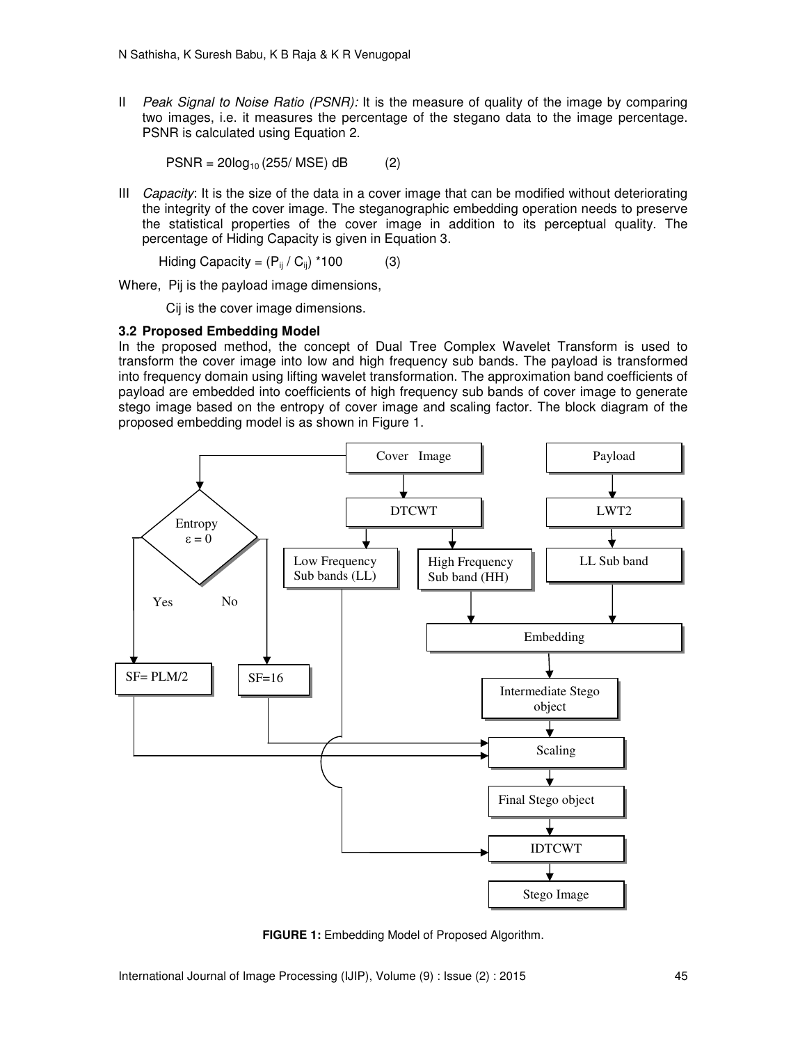II *Peak Signal to Noise Ratio (PSNR):* It is the measure of quality of the image by comparing two images, i.e. it measures the percentage of the stegano data to the image percentage. PSNR is calculated using Equation 2.

$$PSNR = 20\log_{10}(255/\ MSE)\ dB \qquad (2)$$

III *Capacity*: It is the size of the data in a cover image that can be modified without deteriorating the integrity of the cover image. The steganographic embedding operation needs to preserve the statistical properties of the cover image in addition to its perceptual quality. The percentage of Hiding Capacity is given in Equation 3.

$$\text{Hiding Capacity} = (P_{ij} / C_{ij}) *100 \qquad (3)$$

Where, Pij is the payload image dimensions,

Cij is the cover image dimensions.

### 3.2 Proposed Embedding Model

In the proposed method, the concept of Dual Tree Complex Wavelet Transform is used to transform the cover image into low and high frequency sub bands. The payload is transformed into frequency domain using lifting wavelet transformation. The approximation band coefficients of payload are embedded into coefficients of high frequency sub bands of cover image to generate stego image based on the entropy of cover image and scaling factor. The block diagram of the proposed embedding model is as shown in Figure 1.

**FIGURE 1:** Embedding Model of Proposed Algorithm.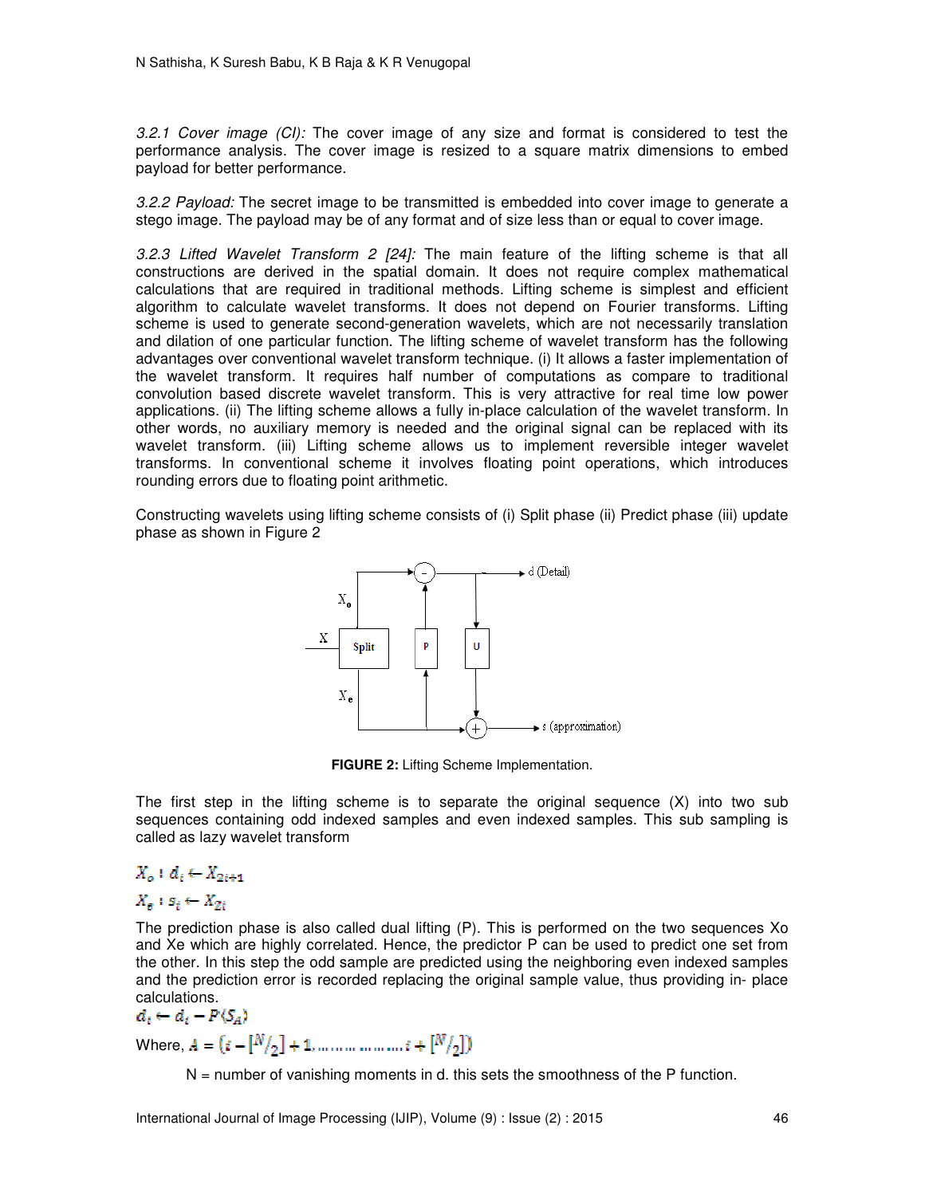*3.2.1 Cover image (CI):* The cover image of any size and format is considered to test the performance analysis. The cover image is resized to a square matrix dimensions to embed payload for better performance.

*3.2.2 Payload:* The secret image to be transmitted is embedded into cover image to generate a stego image. The payload may be of any format and of size less than or equal to cover image.

*3.2.3 Lifted Wavelet Transform 2 [24]:* The main feature of the lifting scheme is that all constructions are derived in the spatial domain. It does not require complex mathematical calculations that are required in traditional methods. Lifting scheme is simplest and efficient algorithm to calculate wavelet transforms. It does not depend on Fourier transforms. Lifting scheme is used to generate second-generation wavelets, which are not necessarily translation and dilation of one particular function. The lifting scheme of wavelet transform has the following advantages over conventional wavelet transform technique. (i) It allows a faster implementation of the wavelet transform. It requires half number of computations as compare to traditional convolution based discrete wavelet transform. This is very attractive for real time low power applications. (ii) The lifting scheme allows a fully in-place calculation of the wavelet transform. In other words, no auxiliary memory is needed and the original signal can be replaced with its wavelet transform. (iii) Lifting scheme allows us to implement reversible integer wavelet transforms. In conventional scheme it involves floating point operations, which introduces rounding errors due to floating point arithmetic.

Constructing wavelets using lifting scheme consists of (i) Split phase (ii) Predict phase (iii) update phase as shown in Figure 2

**FIGURE 2:** Lifting Scheme Implementation.

The first step in the lifting scheme is to separate the original sequence (X) into two sub sequences containing odd indexed samples and even indexed samples. This sub sampling is called as lazy wavelet transform

$$X_o : d_i \leftarrow X_{2i+1}$$

$$X_e : s_i \leftarrow X_{2i}$$

The prediction phase is also called dual lifting (P). This is performed on the two sequences Xo and Xe which are highly correlated. Hence, the predictor P can be used to predict one set from the other. In this step the odd sample are predicted using the neighboring even indexed samples and the prediction error is recorded replacing the original sample value, thus providing in- place calculations.

$$d_i \leftarrow d_i - P(S_A)$$

Where, $A = \left(i - \left[{}^{N}\!/_{2}\right] + 1, \ldots\ldots\ldots\ldots\ldots\ldots, i + \left[{}^{N}\!/_{2}\right]\right)$

N = number of vanishing moments in d. this sets the smoothness of the P function.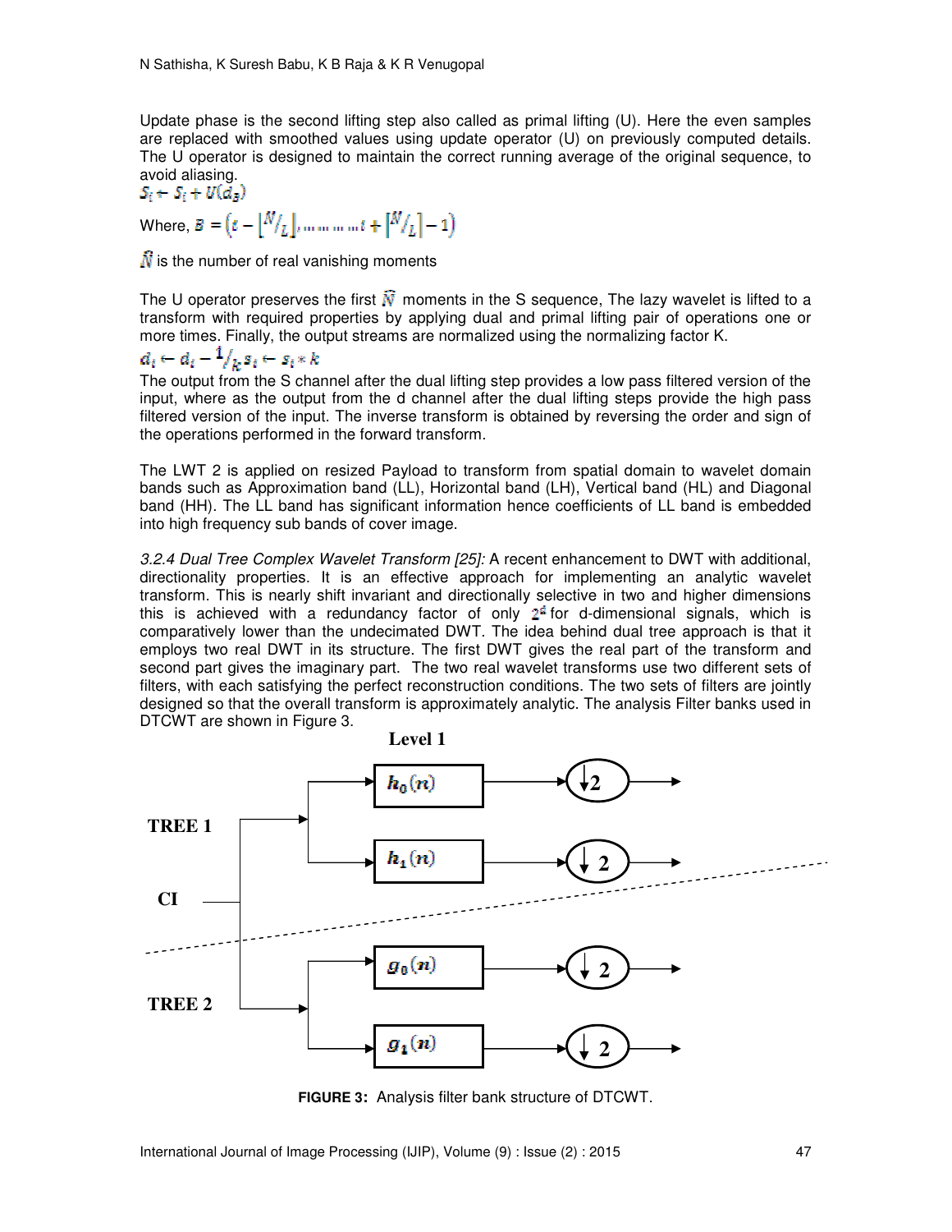Update phase is the second lifting step also called as primal lifting (U). Here the even samples are replaced with smoothed values using update operator (U) on previously computed details. The U operator is designed to maintain the correct running average of the original sequence, to avoid aliasing.

$$S_i \leftarrow S_i + U(d_B)$$

Where, $B = \left(i - \lfloor \tilde{N}/_L \rfloor, \ldots\ldots\ldots\ldots i + \lfloor \tilde{N}/_L \rfloor - 1\right)$

$\tilde{N}$ is the number of real vanishing moments

The U operator preserves the first $\tilde{N}$ moments in the S sequence, The lazy wavelet is lifted to a transform with required properties by applying dual and primal lifting pair of operations one or more times. Finally, the output streams are normalized using the normalizing factor K.

$$d_i \leftarrow d_i - {}^1/_k\, s_i \leftarrow s_i * k$$

The output from the S channel after the dual lifting step provides a low pass filtered version of the input, where as the output from the d channel after the dual lifting steps provide the high pass filtered version of the input. The inverse transform is obtained by reversing the order and sign of the operations performed in the forward transform.

The LWT 2 is applied on resized Payload to transform from spatial domain to wavelet domain bands such as Approximation band (LL), Horizontal band (LH), Vertical band (HL) and Diagonal band (HH). The LL band has significant information hence coefficients of LL band is embedded into high frequency sub bands of cover image.

*3.2.4 Dual Tree Complex Wavelet Transform [25]:* A recent enhancement to DWT with additional, directionality properties. It is an effective approach for implementing an analytic wavelet transform. This is nearly shift invariant and directionally selective in two and higher dimensions this is achieved with a redundancy factor of only $2^d$ for d-dimensional signals, which is comparatively lower than the undecimated DWT. The idea behind dual tree approach is that it employs two real DWT in its structure. The first DWT gives the real part of the transform and second part gives the imaginary part. The two real wavelet transforms use two different sets of filters, with each satisfying the perfect reconstruction conditions. The two sets of filters are jointly designed so that the overall transform is approximately analytic. The analysis Filter banks used in DTCWT are shown in Figure 3.

**Level 1**

TREE 1: CI → $h_0(n)$ → ↓2; $h_1(n)$ → ↓2

TREE 2: CI → $g_0(n)$ → ↓2; $g_1(n)$ → ↓2

**FIGURE 3:** Analysis filter bank structure of DTCWT.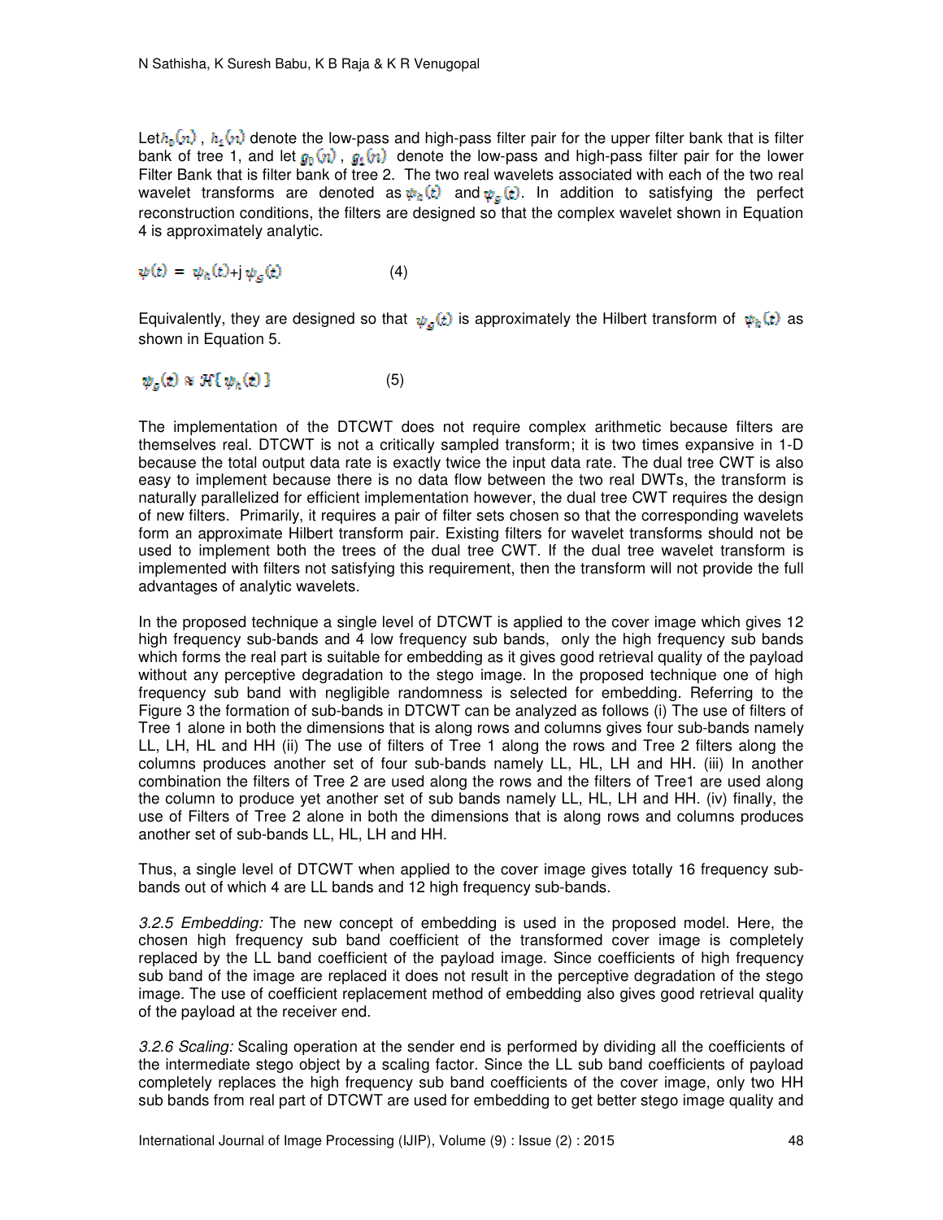Let $h_0(n)$ , $h_1(n)$ denote the low-pass and high-pass filter pair for the upper filter bank that is filter bank of tree 1, and let $g_0(n)$ , $g_1(n)$ denote the low-pass and high-pass filter pair for the lower Filter Bank that is filter bank of tree 2. The two real wavelets associated with each of the two real wavelet transforms are denoted as $\psi_h(t)$ and $\psi_g(t)$. In addition to satisfying the perfect reconstruction conditions, the filters are designed so that the complex wavelet shown in Equation 4 is approximately analytic.

$$\psi(t) = \psi_h(t) + j\,\psi_g(t) \qquad (4)$$

Equivalently, they are designed so that $\psi_g(t)$ is approximately the Hilbert transform of $\psi_h(t)$ as shown in Equation 5.

$$\psi_g(t) \approx \mathcal{H}\{\psi_h(t)\} \qquad (5)$$

The implementation of the DTCWT does not require complex arithmetic because filters are themselves real. DTCWT is not a critically sampled transform; it is two times expansive in 1-D because the total output data rate is exactly twice the input data rate. The dual tree CWT is also easy to implement because there is no data flow between the two real DWTs, the transform is naturally parallelized for efficient implementation however, the dual tree CWT requires the design of new filters. Primarily, it requires a pair of filter sets chosen so that the corresponding wavelets form an approximate Hilbert transform pair. Existing filters for wavelet transforms should not be used to implement both the trees of the dual tree CWT. If the dual tree wavelet transform is implemented with filters not satisfying this requirement, then the transform will not provide the full advantages of analytic wavelets.

In the proposed technique a single level of DTCWT is applied to the cover image which gives 12 high frequency sub-bands and 4 low frequency sub bands, only the high frequency sub bands which forms the real part is suitable for embedding as it gives good retrieval quality of the payload without any perceptive degradation to the stego image. In the proposed technique one of high frequency sub band with negligible randomness is selected for embedding. Referring to the Figure 3 the formation of sub-bands in DTCWT can be analyzed as follows (i) The use of filters of Tree 1 alone in both the dimensions that is along rows and columns gives four sub-bands namely LL, LH, HL and HH (ii) The use of filters of Tree 1 along the rows and Tree 2 filters along the columns produces another set of four sub-bands namely LL, HL, LH and HH. (iii) In another combination the filters of Tree 2 are used along the rows and the filters of Tree1 are used along the column to produce yet another set of sub bands namely LL, HL, LH and HH. (iv) finally, the use of Filters of Tree 2 alone in both the dimensions that is along rows and columns produces another set of sub-bands LL, HL, LH and HH.

Thus, a single level of DTCWT when applied to the cover image gives totally 16 frequency sub-bands out of which 4 are LL bands and 12 high frequency sub-bands.

*3.2.5 Embedding:* The new concept of embedding is used in the proposed model. Here, the chosen high frequency sub band coefficient of the transformed cover image is completely replaced by the LL band coefficient of the payload image. Since coefficients of high frequency sub band of the image are replaced it does not result in the perceptive degradation of the stego image. The use of coefficient replacement method of embedding also gives good retrieval quality of the payload at the receiver end.

*3.2.6 Scaling:* Scaling operation at the sender end is performed by dividing all the coefficients of the intermediate stego object by a scaling factor. Since the LL sub band coefficients of payload completely replaces the high frequency sub band coefficients of the cover image, only two HH sub bands from real part of DTCWT are used for embedding to get better stego image quality and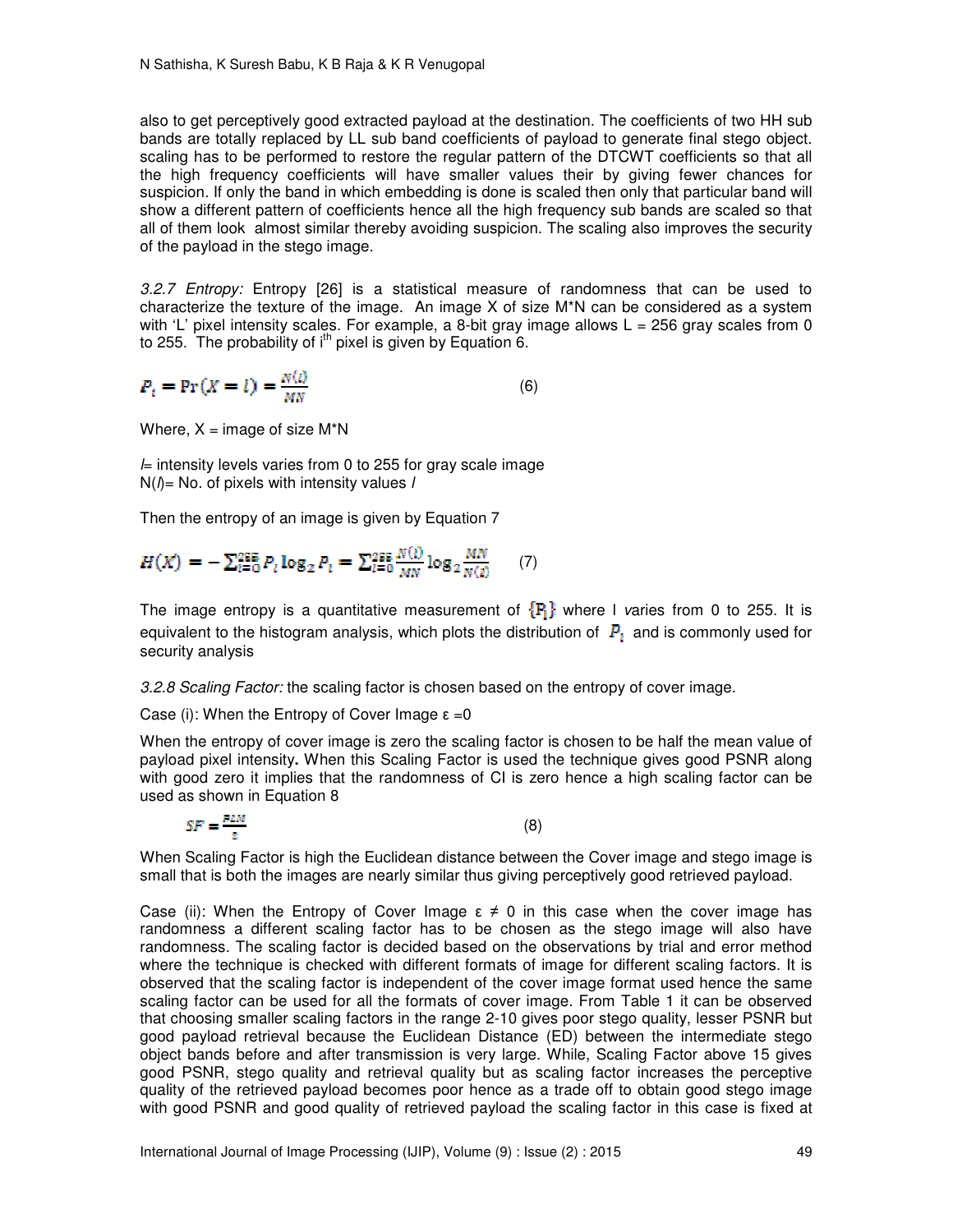also to get perceptively good extracted payload at the destination. The coefficients of two HH sub bands are totally replaced by LL sub band coefficients of payload to generate final stego object. scaling has to be performed to restore the regular pattern of the DTCWT coefficients so that all the high frequency coefficients will have smaller values their by giving fewer chances for suspicion. If only the band in which embedding is done is scaled then only that particular band will show a different pattern of coefficients hence all the high frequency sub bands are scaled so that all of them look almost similar thereby avoiding suspicion. The scaling also improves the security of the payload in the stego image.

*3.2.7 Entropy:* Entropy [26] is a statistical measure of randomness that can be used to characterize the texture of the image. An image X of size M*N can be considered as a system with 'L' pixel intensity scales. For example, a 8-bit gray image allows L = 256 gray scales from 0 to 255. The probability of i[th] pixel is given by Equation 6.

$$P_i = \Pr(X = l) = \frac{N(l)}{MN} \qquad (6)$$

Where, X = image of size M*N

*l*= intensity levels varies from 0 to 255 for gray scale image
N(*l*)= No. of pixels with intensity values *l*

Then the entropy of an image is given by Equation 7

$$H(X) = -\sum_{l=0}^{255} P_i \log_2 P_i = \sum_{l=0}^{255} \frac{N(l)}{MN} \log_2 \frac{MN}{N(l)} \qquad (7)$$

The image entropy is a quantitative measurement of $\{P_i\}$ where l varies from 0 to 255. It is equivalent to the histogram analysis, which plots the distribution of $P_i$ and is commonly used for security analysis

*3.2.8 Scaling Factor:* the scaling factor is chosen based on the entropy of cover image.

Case (i): When the Entropy of Cover Image ε =0

When the entropy of cover image is zero the scaling factor is chosen to be half the mean value of payload pixel intensity**.** When this Scaling Factor is used the technique gives good PSNR along with good zero it implies that the randomness of CI is zero hence a high scaling factor can be used as shown in Equation 8

$$SF = \frac{PLM}{2} \qquad (8)$$

When Scaling Factor is high the Euclidean distance between the Cover image and stego image is small that is both the images are nearly similar thus giving perceptively good retrieved payload.

Case (ii): When the Entropy of Cover Image ε ≠ 0 in this case when the cover image has randomness a different scaling factor has to be chosen as the stego image will also have randomness. The scaling factor is decided based on the observations by trial and error method where the technique is checked with different formats of image for different scaling factors. It is observed that the scaling factor is independent of the cover image format used hence the same scaling factor can be used for all the formats of cover image. From Table 1 it can be observed that choosing smaller scaling factors in the range 2-10 gives poor stego quality, lesser PSNR but good payload retrieval because the Euclidean Distance (ED) between the intermediate stego object bands before and after transmission is very large. While, Scaling Factor above 15 gives good PSNR, stego quality and retrieval quality but as scaling factor increases the perceptive quality of the retrieved payload becomes poor hence as a trade off to obtain good stego image with good PSNR and good quality of retrieved payload the scaling factor in this case is fixed at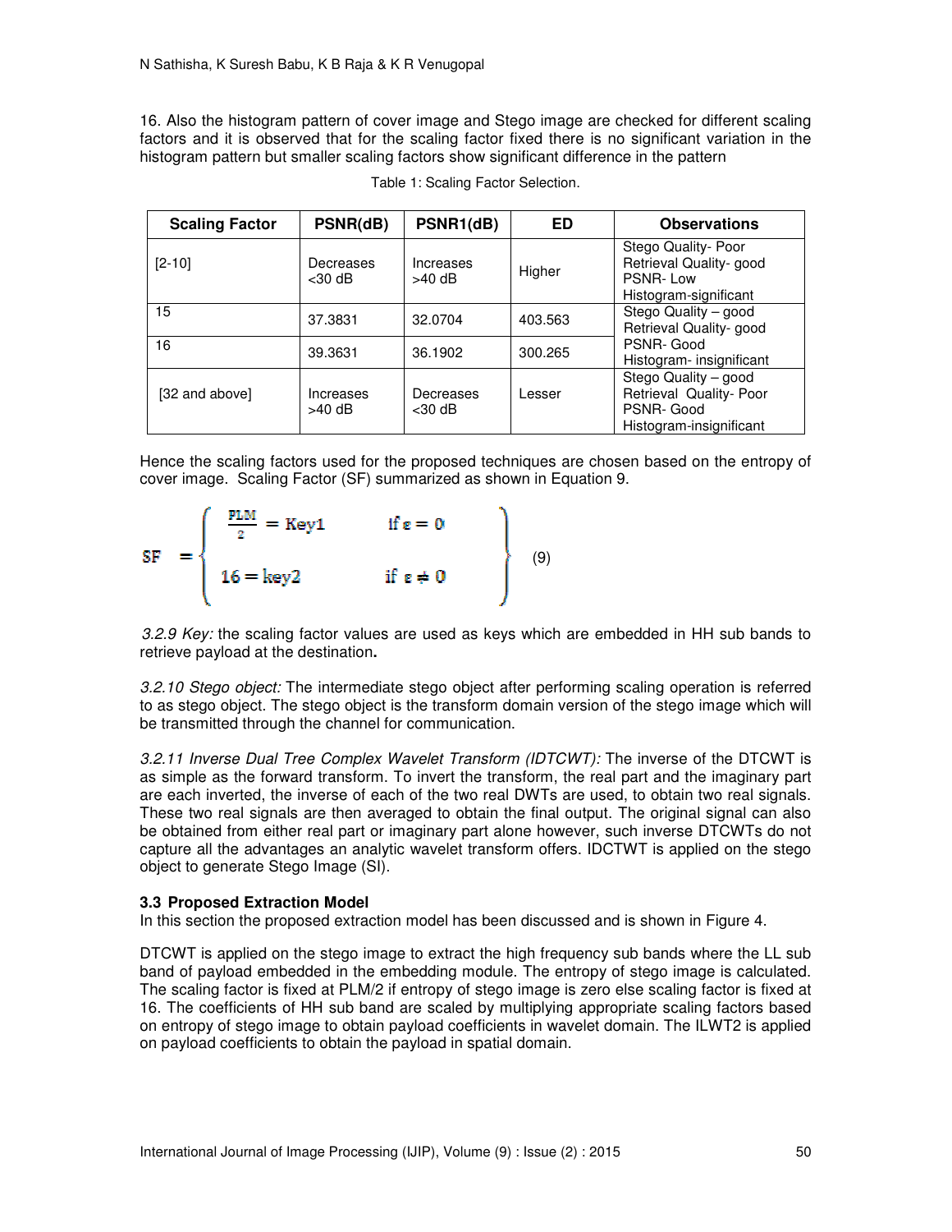16. Also the histogram pattern of cover image and Stego image are checked for different scaling factors and it is observed that for the scaling factor fixed there is no significant variation in the histogram pattern but smaller scaling factors show significant difference in the pattern

Table 1: Scaling Factor Selection.

| Scaling Factor | PSNR(dB) | PSNR1(dB) | ED | Observations |
|---|---|---|---|---|
| [2-10] | Decreases <30 dB | Increases >40 dB | Higher | Stego Quality- Poor Retrieval Quality- good PSNR- Low Histogram-significant |
| 15 | 37.3831 | 32.0704 | 403.563 | Stego Quality – good Retrieval Quality- good PSNR- Good Histogram- insignificant |
| 16 | 39.3631 | 36.1902 | 300.265 | |
| [32 and above] | Increases >40 dB | Decreases <30 dB | Lesser | Stego Quality – good Retrieval Quality- Poor PSNR- Good Histogram-insignificant |

Hence the scaling factors used for the proposed techniques are chosen based on the entropy of cover image. Scaling Factor (SF) summarized as shown in Equation 9.

$$SF = \left\{ \begin{array}{ll} \frac{PLM}{2} = Key1 & \text{if } \varepsilon = 0 \\ 16 = key2 & \text{if } \varepsilon \neq 0 \end{array} \right\} \quad (9)$$

*3.2.9 Key:* the scaling factor values are used as keys which are embedded in HH sub bands to retrieve payload at the destination**.**

*3.2.10 Stego object:* The intermediate stego object after performing scaling operation is referred to as stego object. The stego object is the transform domain version of the stego image which will be transmitted through the channel for communication.

*3.2.11 Inverse Dual Tree Complex Wavelet Transform (IDTCWT):* The inverse of the DTCWT is as simple as the forward transform. To invert the transform, the real part and the imaginary part are each inverted, the inverse of each of the two real DWTs are used, to obtain two real signals. These two real signals are then averaged to obtain the final output. The original signal can also be obtained from either real part or imaginary part alone however, such inverse DTCWTs do not capture all the advantages an analytic wavelet transform offers. IDCTWT is applied on the stego object to generate Stego Image (SI).

### 3.3 Proposed Extraction Model

In this section the proposed extraction model has been discussed and is shown in Figure 4.

DTCWT is applied on the stego image to extract the high frequency sub bands where the LL sub band of payload embedded in the embedding module. The entropy of stego image is calculated. The scaling factor is fixed at PLM/2 if entropy of stego image is zero else scaling factor is fixed at 16. The coefficients of HH sub band are scaled by multiplying appropriate scaling factors based on entropy of stego image to obtain payload coefficients in wavelet domain. The ILWT2 is applied on payload coefficients to obtain the payload in spatial domain.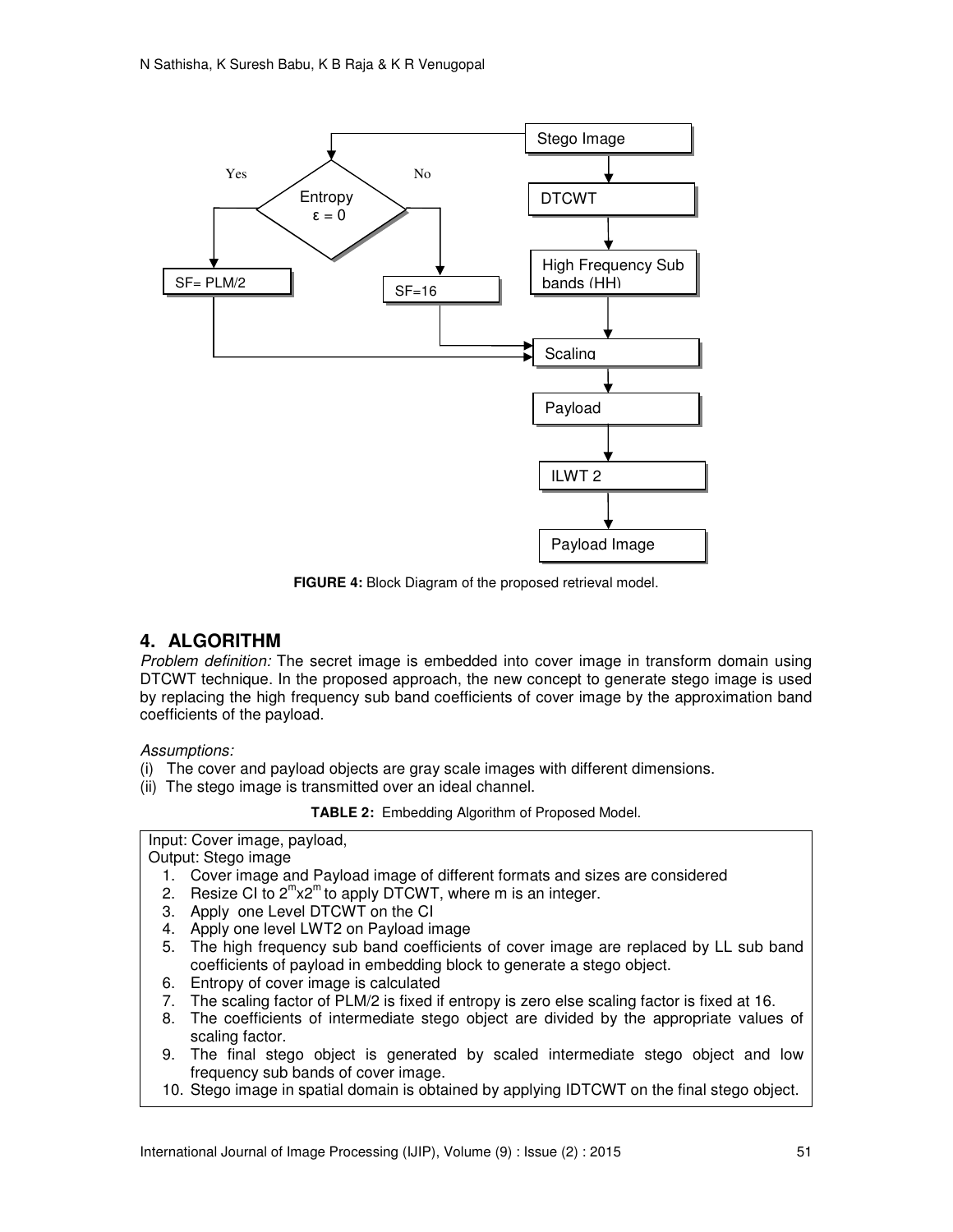**FIGURE 4:** Block Diagram of the proposed retrieval model.

## 4. ALGORITHM

*Problem definition:* The secret image is embedded into cover image in transform domain using DTCWT technique. In the proposed approach, the new concept to generate stego image is used by replacing the high frequency sub band coefficients of cover image by the approximation band coefficients of the payload.

*Assumptions:*

(i) The cover and payload objects are gray scale images with different dimensions.
(ii) The stego image is transmitted over an ideal channel.

**TABLE 2:** Embedding Algorithm of Proposed Model.

Input: Cover image, payload,
Output: Stego image

1. Cover image and Payload image of different formats and sizes are considered
2. Resize CI to $2^m x 2^m$ to apply DTCWT, where m is an integer.
3. Apply one Level DTCWT on the CI
4. Apply one level LWT2 on Payload image
5. The high frequency sub band coefficients of cover image are replaced by LL sub band coefficients of payload in embedding block to generate a stego object.
6. Entropy of cover image is calculated
7. The scaling factor of PLM/2 is fixed if entropy is zero else scaling factor is fixed at 16.
8. The coefficients of intermediate stego object are divided by the appropriate values of scaling factor.
9. The final stego object is generated by scaled intermediate stego object and low frequency sub bands of cover image.
10. Stego image in spatial domain is obtained by applying IDTCWT on the final stego object.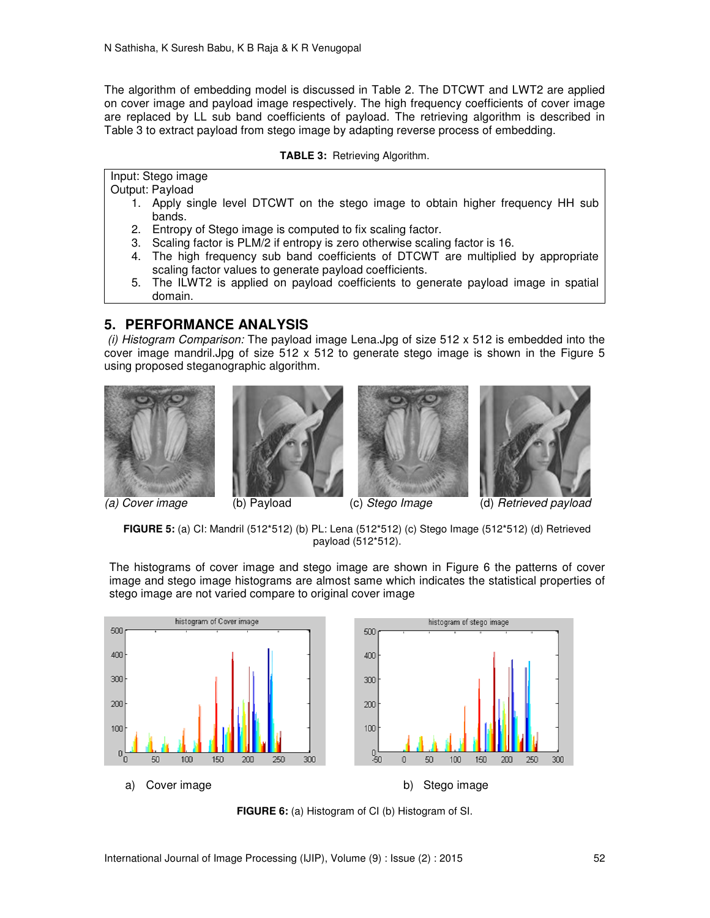The algorithm of embedding model is discussed in Table 2. The DTCWT and LWT2 are applied on cover image and payload image respectively. The high frequency coefficients of cover image are replaced by LL sub band coefficients of payload. The retrieving algorithm is described in Table 3 to extract payload from stego image by adapting reverse process of embedding.

**TABLE 3:** Retrieving Algorithm.

| Input: Stego image<br>Output: Payload<br>1. Apply single level DTCWT on the stego image to obtain higher frequency HH sub bands.<br>2. Entropy of Stego image is computed to fix scaling factor.<br>3. Scaling factor is PLM/2 if entropy is zero otherwise scaling factor is 16.<br>4. The high frequency sub band coefficients of DTCWT are multiplied by appropriate scaling factor values to generate payload coefficients.<br>5. The ILWT2 is applied on payload coefficients to generate payload image in spatial domain. |
|---|

## 5. PERFORMANCE ANALYSIS

*(i) Histogram Comparison:* The payload image Lena.Jpg of size 512 x 512 is embedded into the cover image mandril.Jpg of size 512 x 512 to generate stego image is shown in the Figure 5 using proposed steganographic algorithm.

*(a) Cover image* (b) Payload (c) *Stego Image* (d) *Retrieved payload*

**FIGURE 5:** (a) CI: Mandril (512*512) (b) PL: Lena (512*512) (c) Stego Image (512*512) (d) Retrieved payload (512*512).

The histograms of cover image and stego image are shown in Figure 6 the patterns of cover image and stego image histograms are almost same which indicates the statistical properties of stego image are not varied compare to original cover image

a) Cover image b) Stego image

**FIGURE 6:** (a) Histogram of CI (b) Histogram of SI.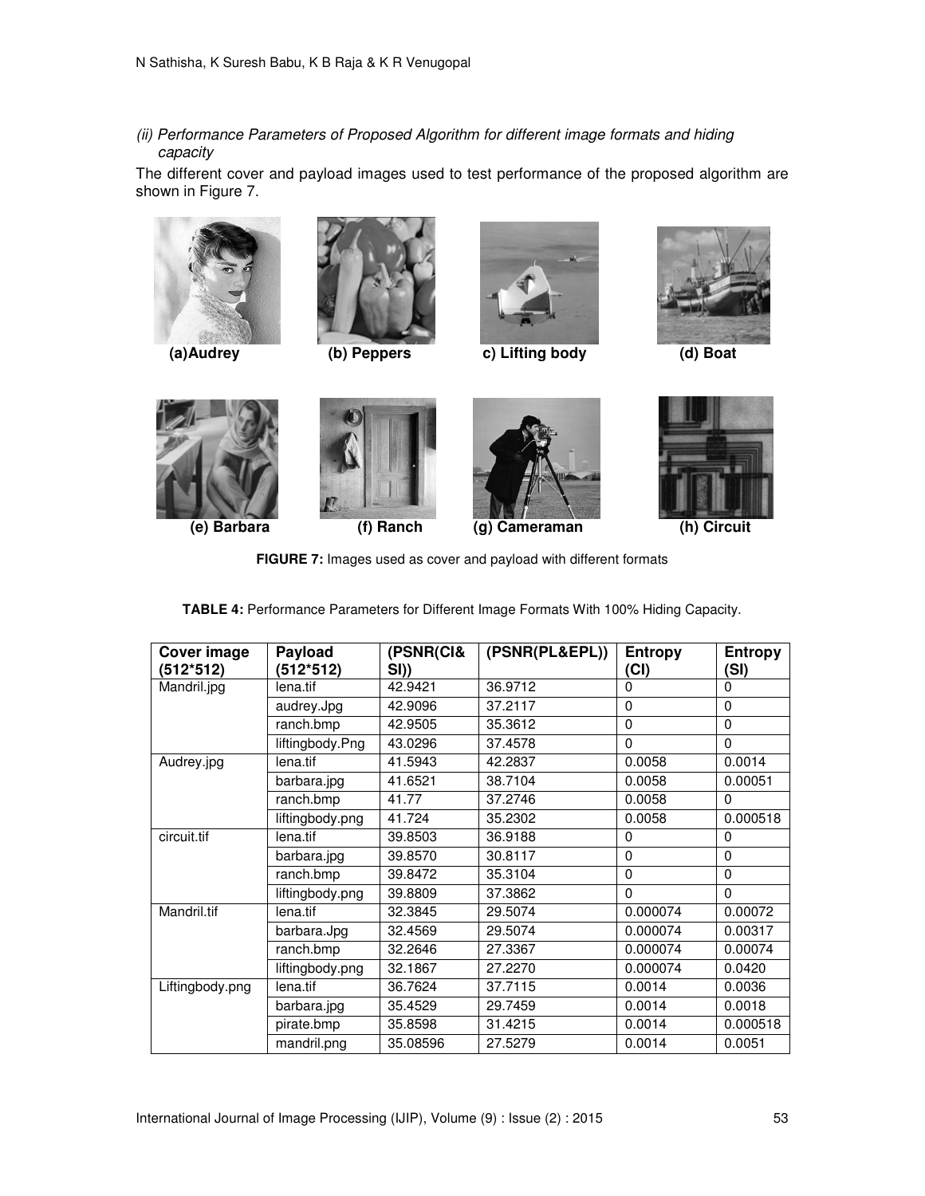*(ii) Performance Parameters of Proposed Algorithm for different image formats and hiding capacity*

The different cover and payload images used to test performance of the proposed algorithm are shown in Figure 7.

(a)Audrey (b) Peppers c) Lifting body (d) Boat

(e) Barbara (f) Ranch (g) Cameraman (h) Circuit

**FIGURE 7:** Images used as cover and payload with different formats

**TABLE 4:** Performance Parameters for Different Image Formats With 100% Hiding Capacity.

| Cover image (512*512) | Payload (512*512) | (PSNR(CI& SI)) | (PSNR(PL&EPL)) | Entropy (CI) | Entropy (SI) |
|---|---|---|---|---|---|
| Mandril.jpg | lena.tif | 42.9421 | 36.9712 | 0 | 0 |
| | audrey.Jpg | 42.9096 | 37.2117 | 0 | 0 |
| | ranch.bmp | 42.9505 | 35.3612 | 0 | 0 |
| | liftingbody.Png | 43.0296 | 37.4578 | 0 | 0 |
| Audrey.jpg | lena.tif | 41.5943 | 42.2837 | 0.0058 | 0.0014 |
| | barbara.jpg | 41.6521 | 38.7104 | 0.0058 | 0.00051 |
| | ranch.bmp | 41.77 | 37.2746 | 0.0058 | 0 |
| | liftingbody.png | 41.724 | 35.2302 | 0.0058 | 0.000518 |
| circuit.tif | lena.tif | 39.8503 | 36.9188 | 0 | 0 |
| | barbara.jpg | 39.8570 | 30.8117 | 0 | 0 |
| | ranch.bmp | 39.8472 | 35.3104 | 0 | 0 |
| | liftingbody.png | 39.8809 | 37.3862 | 0 | 0 |
| Mandril.tif | lena.tif | 32.3845 | 29.5074 | 0.000074 | 0.00072 |
| | barbara.Jpg | 32.4569 | 29.5074 | 0.000074 | 0.00317 |
| | ranch.bmp | 32.2646 | 27.3367 | 0.000074 | 0.00074 |
| | liftingbody.png | 32.1867 | 27.2270 | 0.000074 | 0.0420 |
| Liftingbody.png | lena.tif | 36.7624 | 37.7115 | 0.0014 | 0.0036 |
| | barbara.jpg | 35.4529 | 29.7459 | 0.0014 | 0.0018 |
| | pirate.bmp | 35.8598 | 31.4215 | 0.0014 | 0.000518 |
| | mandril.png | 35.08596 | 27.5279 | 0.0014 | 0.0051 |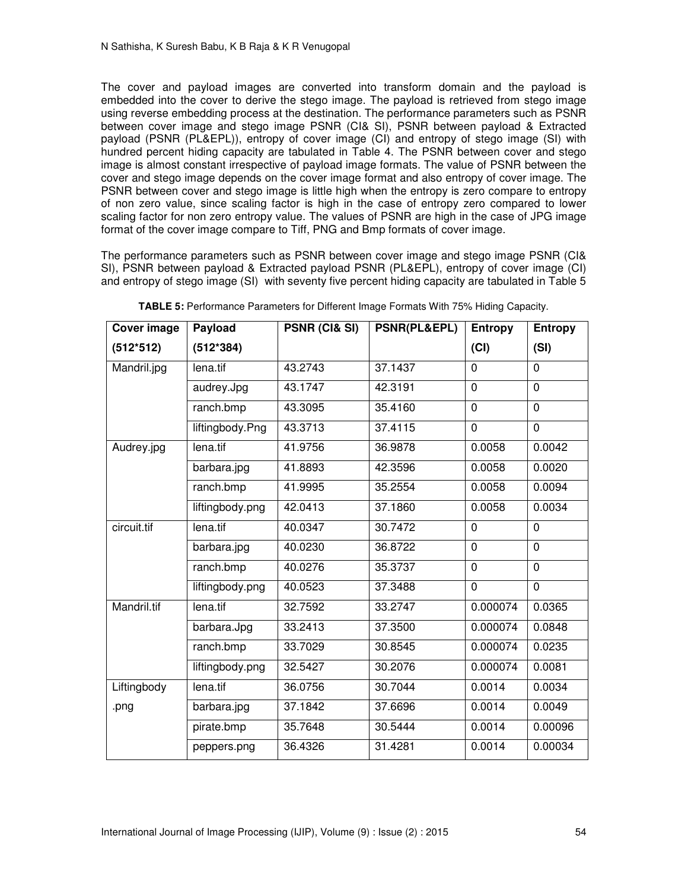The cover and payload images are converted into transform domain and the payload is embedded into the cover to derive the stego image. The payload is retrieved from stego image using reverse embedding process at the destination. The performance parameters such as PSNR between cover image and stego image PSNR (CI& SI), PSNR between payload & Extracted payload (PSNR (PL&EPL)), entropy of cover image (CI) and entropy of stego image (SI) with hundred percent hiding capacity are tabulated in Table 4. The PSNR between cover and stego image is almost constant irrespective of payload image formats. The value of PSNR between the cover and stego image depends on the cover image format and also entropy of cover image. The PSNR between cover and stego image is little high when the entropy is zero compare to entropy of non zero value, since scaling factor is high in the case of entropy zero compared to lower scaling factor for non zero entropy value. The values of PSNR are high in the case of JPG image format of the cover image compare to Tiff, PNG and Bmp formats of cover image.

The performance parameters such as PSNR between cover image and stego image PSNR (CI& SI), PSNR between payload & Extracted payload PSNR (PL&EPL), entropy of cover image (CI) and entropy of stego image (SI) with seventy five percent hiding capacity are tabulated in Table 5

**TABLE 5:** Performance Parameters for Different Image Formats With 75% Hiding Capacity.

| Cover image (512*512) | Payload (512*384) | PSNR (CI& SI) | PSNR(PL&EPL) | Entropy (CI) | Entropy (SI) |
|---|---|---|---|---|---|
| Mandril.jpg | lena.tif | 43.2743 | 37.1437 | 0 | 0 |
| | audrey.Jpg | 43.1747 | 42.3191 | 0 | 0 |
| | ranch.bmp | 43.3095 | 35.4160 | 0 | 0 |
| | liftingbody.Png | 43.3713 | 37.4115 | 0 | 0 |
| Audrey.jpg | lena.tif | 41.9756 | 36.9878 | 0.0058 | 0.0042 |
| | barbara.jpg | 41.8893 | 42.3596 | 0.0058 | 0.0020 |
| | ranch.bmp | 41.9995 | 35.2554 | 0.0058 | 0.0094 |
| | liftingbody.png | 42.0413 | 37.1860 | 0.0058 | 0.0034 |
| circuit.tif | lena.tif | 40.0347 | 30.7472 | 0 | 0 |
| | barbara.jpg | 40.0230 | 36.8722 | 0 | 0 |
| | ranch.bmp | 40.0276 | 35.3737 | 0 | 0 |
| | liftingbody.png | 40.0523 | 37.3488 | 0 | 0 |
| Mandril.tif | lena.tif | 32.7592 | 33.2747 | 0.000074 | 0.0365 |
| | barbara.Jpg | 33.2413 | 37.3500 | 0.000074 | 0.0848 |
| | ranch.bmp | 33.7029 | 30.8545 | 0.000074 | 0.0235 |
| | liftingbody.png | 32.5427 | 30.2076 | 0.000074 | 0.0081 |
| Liftingbody .png | lena.tif | 36.0756 | 30.7044 | 0.0014 | 0.0034 |
| | barbara.jpg | 37.1842 | 37.6696 | 0.0014 | 0.0049 |
| | pirate.bmp | 35.7648 | 30.5444 | 0.0014 | 0.00096 |
| | peppers.png | 36.4326 | 31.4281 | 0.0014 | 0.00034 |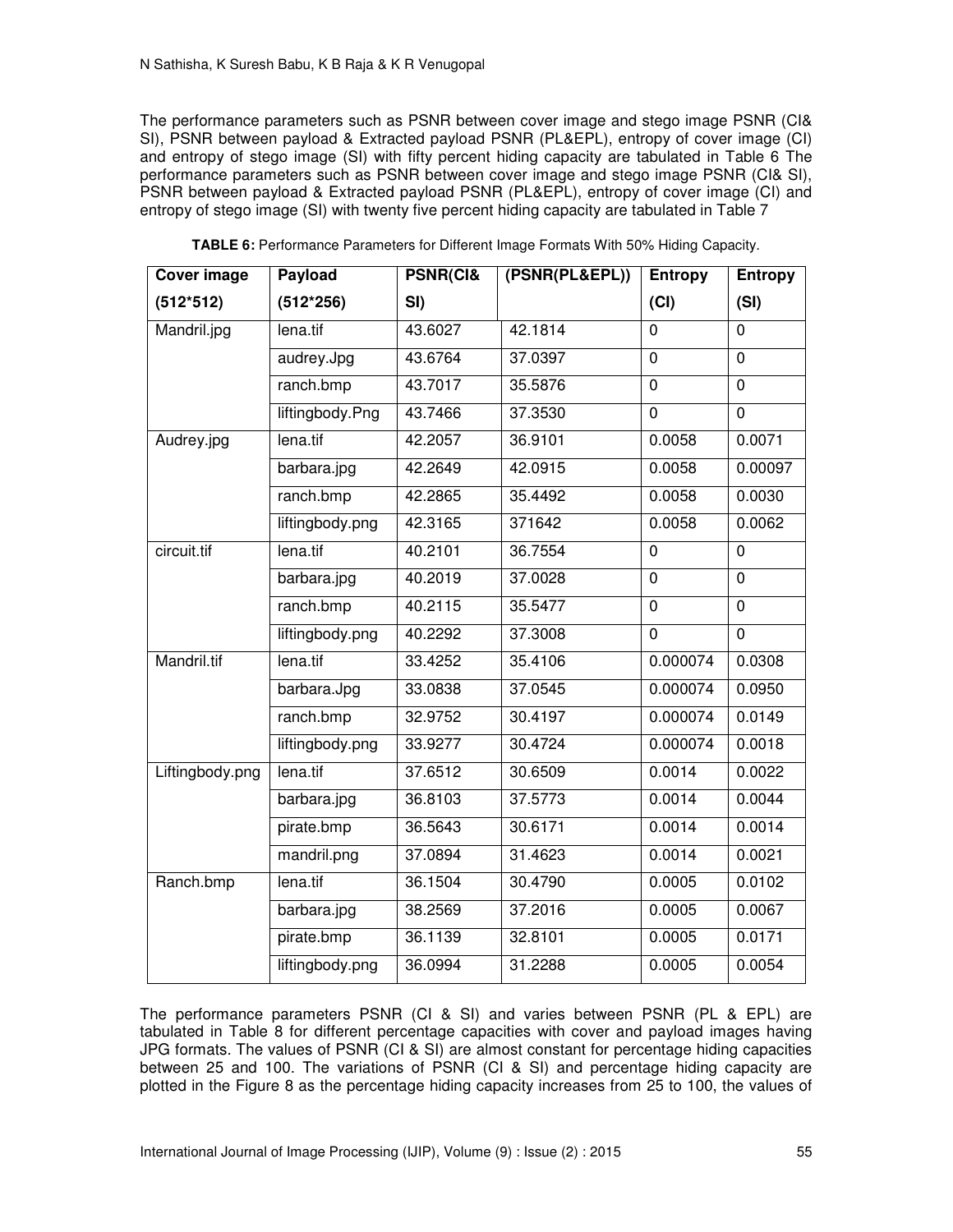The performance parameters such as PSNR between cover image and stego image PSNR (CI& SI), PSNR between payload & Extracted payload PSNR (PL&EPL), entropy of cover image (CI) and entropy of stego image (SI) with fifty percent hiding capacity are tabulated in Table 6 The performance parameters such as PSNR between cover image and stego image PSNR (CI& SI), PSNR between payload & Extracted payload PSNR (PL&EPL), entropy of cover image (CI) and entropy of stego image (SI) with twenty five percent hiding capacity are tabulated in Table 7

**TABLE 6:** Performance Parameters for Different Image Formats With 50% Hiding Capacity.

| Cover image (512*512) | Payload (512*256) | PSNR(CI& SI) | (PSNR(PL&EPL)) | Entropy (CI) | Entropy (SI) |
|---|---|---|---|---|---|
| Mandril.jpg | lena.tif | 43.6027 | 42.1814 | 0 | 0 |
| | audrey.Jpg | 43.6764 | 37.0397 | 0 | 0 |
| | ranch.bmp | 43.7017 | 35.5876 | 0 | 0 |
| | liftingbody.Png | 43.7466 | 37.3530 | 0 | 0 |
| Audrey.jpg | lena.tif | 42.2057 | 36.9101 | 0.0058 | 0.0071 |
| | barbara.jpg | 42.2649 | 42.0915 | 0.0058 | 0.00097 |
| | ranch.bmp | 42.2865 | 35.4492 | 0.0058 | 0.0030 |
| | liftingbody.png | 42.3165 | 371642 | 0.0058 | 0.0062 |
| circuit.tif | lena.tif | 40.2101 | 36.7554 | 0 | 0 |
| | barbara.jpg | 40.2019 | 37.0028 | 0 | 0 |
| | ranch.bmp | 40.2115 | 35.5477 | 0 | 0 |
| | liftingbody.png | 40.2292 | 37.3008 | 0 | 0 |
| Mandril.tif | lena.tif | 33.4252 | 35.4106 | 0.000074 | 0.0308 |
| | barbara.Jpg | 33.0838 | 37.0545 | 0.000074 | 0.0950 |
| | ranch.bmp | 32.9752 | 30.4197 | 0.000074 | 0.0149 |
| | liftingbody.png | 33.9277 | 30.4724 | 0.000074 | 0.0018 |
| Liftingbody.png | lena.tif | 37.6512 | 30.6509 | 0.0014 | 0.0022 |
| | barbara.jpg | 36.8103 | 37.5773 | 0.0014 | 0.0044 |
| | pirate.bmp | 36.5643 | 30.6171 | 0.0014 | 0.0014 |
| | mandril.png | 37.0894 | 31.4623 | 0.0014 | 0.0021 |
| Ranch.bmp | lena.tif | 36.1504 | 30.4790 | 0.0005 | 0.0102 |
| | barbara.jpg | 38.2569 | 37.2016 | 0.0005 | 0.0067 |
| | pirate.bmp | 36.1139 | 32.8101 | 0.0005 | 0.0171 |
| | liftingbody.png | 36.0994 | 31.2288 | 0.0005 | 0.0054 |

The performance parameters PSNR (CI & SI) and varies between PSNR (PL & EPL) are tabulated in Table 8 for different percentage capacities with cover and payload images having JPG formats. The values of PSNR (CI & SI) are almost constant for percentage hiding capacities between 25 and 100. The variations of PSNR (CI & SI) and percentage hiding capacity are plotted in the Figure 8 as the percentage hiding capacity increases from 25 to 100, the values of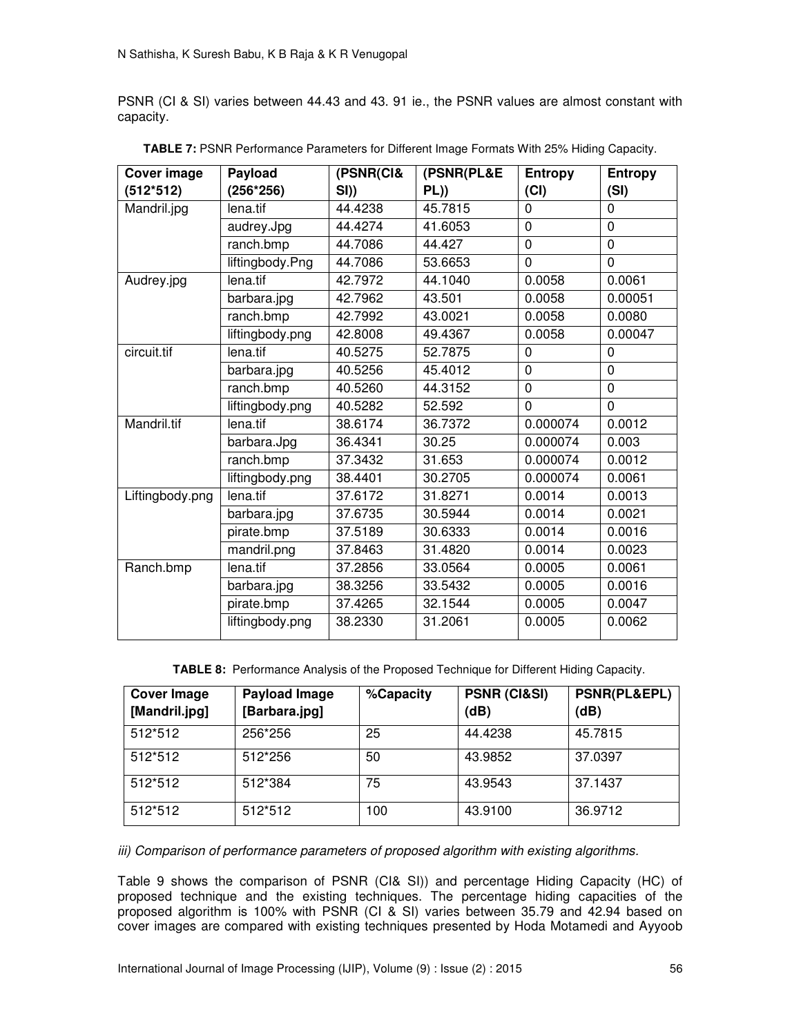PSNR (CI & SI) varies between 44.43 and 43. 91 ie., the PSNR values are almost constant with capacity.

**TABLE 7:** PSNR Performance Parameters for Different Image Formats With 25% Hiding Capacity.

| Cover image (512*512) | Payload (256*256) | (PSNR(CI& SI)) | (PSNR(PL&E PL)) | Entropy (CI) | Entropy (SI) |
|---|---|---|---|---|---|
| Mandril.jpg | lena.tif | 44.4238 | 45.7815 | 0 | 0 |
| | audrey.Jpg | 44.4274 | 41.6053 | 0 | 0 |
| | ranch.bmp | 44.7086 | 44.427 | 0 | 0 |
| | liftingbody.Png | 44.7086 | 53.6653 | 0 | 0 |
| Audrey.jpg | lena.tif | 42.7972 | 44.1040 | 0.0058 | 0.0061 |
| | barbara.jpg | 42.7962 | 43.501 | 0.0058 | 0.00051 |
| | ranch.bmp | 42.7992 | 43.0021 | 0.0058 | 0.0080 |
| | liftingbody.png | 42.8008 | 49.4367 | 0.0058 | 0.00047 |
| circuit.tif | lena.tif | 40.5275 | 52.7875 | 0 | 0 |
| | barbara.jpg | 40.5256 | 45.4012 | 0 | 0 |
| | ranch.bmp | 40.5260 | 44.3152 | 0 | 0 |
| | liftingbody.png | 40.5282 | 52.592 | 0 | 0 |
| Mandril.tif | lena.tif | 38.6174 | 36.7372 | 0.000074 | 0.0012 |
| | barbara.Jpg | 36.4341 | 30.25 | 0.000074 | 0.003 |
| | ranch.bmp | 37.3432 | 31.653 | 0.000074 | 0.0012 |
| | liftingbody.png | 38.4401 | 30.2705 | 0.000074 | 0.0061 |
| Liftingbody.png | lena.tif | 37.6172 | 31.8271 | 0.0014 | 0.0013 |
| | barbara.jpg | 37.6735 | 30.5944 | 0.0014 | 0.0021 |
| | pirate.bmp | 37.5189 | 30.6333 | 0.0014 | 0.0016 |
| | mandril.png | 37.8463 | 31.4820 | 0.0014 | 0.0023 |
| Ranch.bmp | lena.tif | 37.2856 | 33.0564 | 0.0005 | 0.0061 |
| | barbara.jpg | 38.3256 | 33.5432 | 0.0005 | 0.0016 |
| | pirate.bmp | 37.4265 | 32.1544 | 0.0005 | 0.0047 |
| | liftingbody.png | 38.2330 | 31.2061 | 0.0005 | 0.0062 |

**TABLE 8:** Performance Analysis of the Proposed Technique for Different Hiding Capacity.

| Cover Image [Mandril.jpg] | Payload Image [Barbara.jpg] | %Capacity | PSNR (CI&SI) (dB) | PSNR(PL&EPL) (dB) |
|---|---|---|---|---|
| 512*512 | 256*256 | 25 | 44.4238 | 45.7815 |
| 512*512 | 512*256 | 50 | 43.9852 | 37.0397 |
| 512*512 | 512*384 | 75 | 43.9543 | 37.1437 |
| 512*512 | 512*512 | 100 | 43.9100 | 36.9712 |

*iii) Comparison of performance parameters of proposed algorithm with existing algorithms.*

Table 9 shows the comparison of PSNR (CI& SI)) and percentage Hiding Capacity (HC) of proposed technique and the existing techniques. The percentage hiding capacities of the proposed algorithm is 100% with PSNR (CI & SI) varies between 35.79 and 42.94 based on cover images are compared with existing techniques presented by Hoda Motamedi and Ayyoob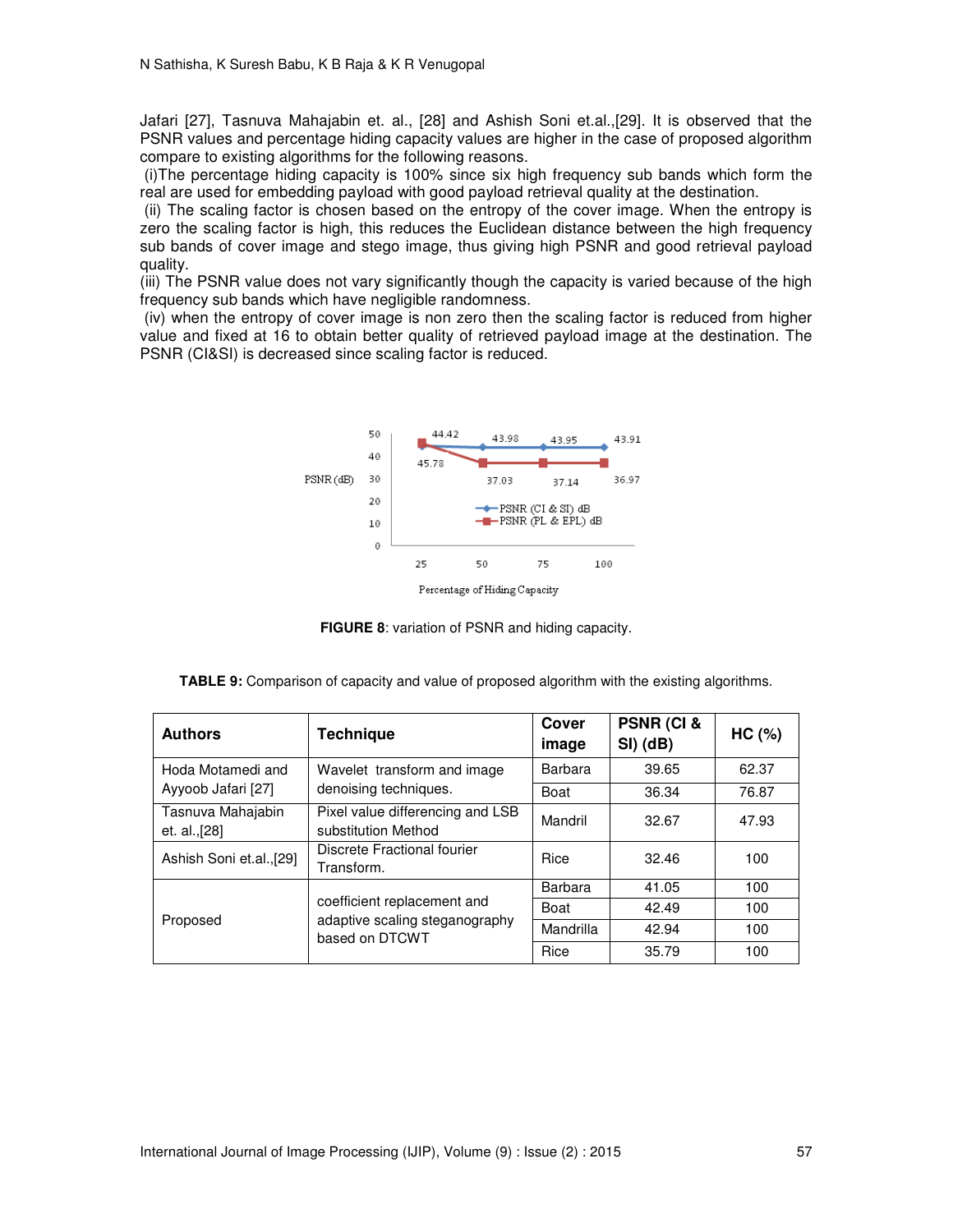Jafari [27], Tasnuva Mahajabin et. al., [28] and Ashish Soni et.al.,[29]. It is observed that the PSNR values and percentage hiding capacity values are higher in the case of proposed algorithm compare to existing algorithms for the following reasons.

(i)The percentage hiding capacity is 100% since six high frequency sub bands which form the real are used for embedding payload with good payload retrieval quality at the destination.

(ii) The scaling factor is chosen based on the entropy of the cover image. When the entropy is zero the scaling factor is high, this reduces the Euclidean distance between the high frequency sub bands of cover image and stego image, thus giving high PSNR and good retrieval payload quality.

(iii) The PSNR value does not vary significantly though the capacity is varied because of the high frequency sub bands which have negligible randomness.

(iv) when the entropy of cover image is non zero then the scaling factor is reduced from higher value and fixed at 16 to obtain better quality of retrieved payload image at the destination. The PSNR (CI&SI) is decreased since scaling factor is reduced.

**FIGURE 8**: variation of PSNR and hiding capacity.

**TABLE 9:** Comparison of capacity and value of proposed algorithm with the existing algorithms.

| Authors | Technique | Cover image | PSNR (CI & SI) (dB) | HC (%) |
|---|---|---|---|---|
| Hoda Motamedi and Ayyoob Jafari [27] | Wavelet transform and image denoising techniques. | Barbara | 39.65 | 62.37 |
| | | Boat | 36.34 | 76.87 |
| Tasnuva Mahajabin et. al.,[28] | Pixel value differencing and LSB substitution Method | Mandril | 32.67 | 47.93 |
| Ashish Soni et.al.,[29] | Discrete Fractional fourier Transform. | Rice | 32.46 | 100 |
| Proposed | coefficient replacement and adaptive scaling steganography based on DTCWT | Barbara | 41.05 | 100 |
| | | Boat | 42.49 | 100 |
| | | Mandrilla | 42.94 | 100 |
| | | Rice | 35.79 | 100 |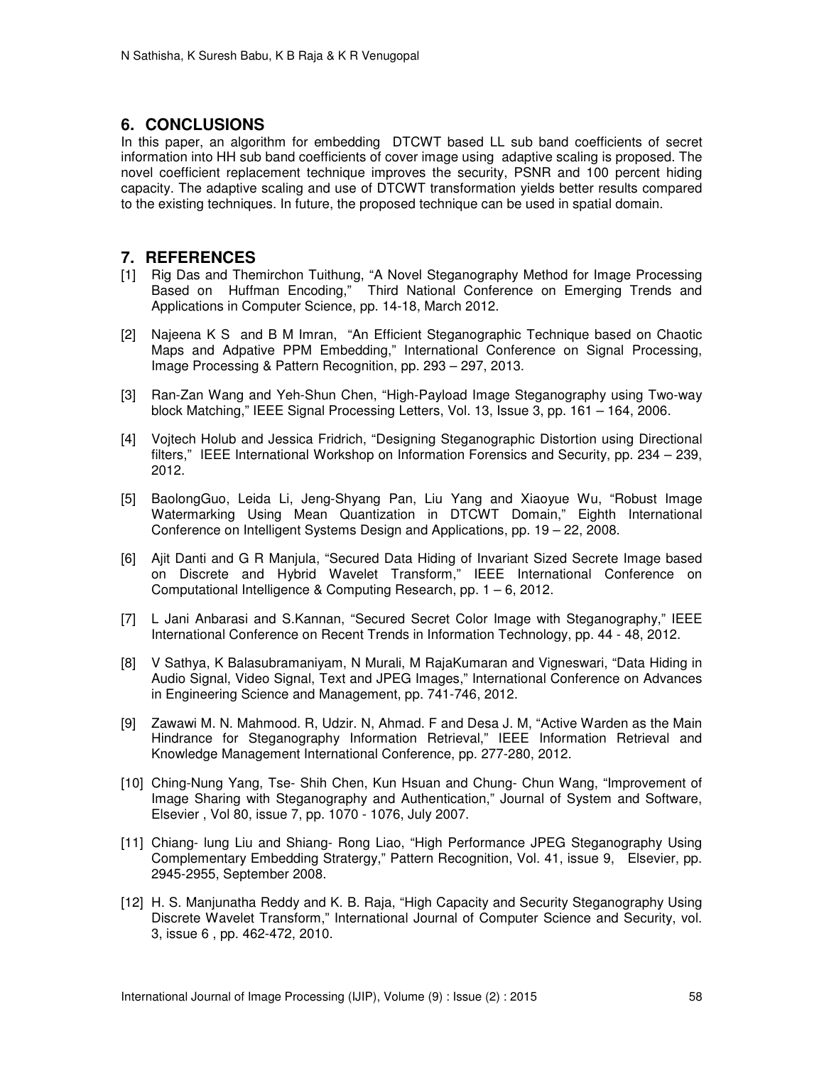## 6. CONCLUSIONS

In this paper, an algorithm for embedding DTCWT based LL sub band coefficients of secret information into HH sub band coefficients of cover image using adaptive scaling is proposed. The novel coefficient replacement technique improves the security, PSNR and 100 percent hiding capacity. The adaptive scaling and use of DTCWT transformation yields better results compared to the existing techniques. In future, the proposed technique can be used in spatial domain.

## 7. REFERENCES

[1] Rig Das and Themirchon Tuithung, "A Novel Steganography Method for Image Processing Based on Huffman Encoding," Third National Conference on Emerging Trends and Applications in Computer Science, pp. 14-18, March 2012.

[2] Najeena K S and B M Imran, "An Efficient Steganographic Technique based on Chaotic Maps and Adpative PPM Embedding," International Conference on Signal Processing, Image Processing & Pattern Recognition, pp. 293 – 297, 2013.

[3] Ran-Zan Wang and Yeh-Shun Chen, "High-Payload Image Steganography using Two-way block Matching," IEEE Signal Processing Letters, Vol. 13, Issue 3, pp. 161 – 164, 2006.

[4] Vojtech Holub and Jessica Fridrich, "Designing Steganographic Distortion using Directional filters," IEEE International Workshop on Information Forensics and Security, pp. 234 – 239, 2012.

[5] BaolongGuo, Leida Li, Jeng-Shyang Pan, Liu Yang and Xiaoyue Wu, "Robust Image Watermarking Using Mean Quantization in DTCWT Domain," Eighth International Conference on Intelligent Systems Design and Applications, pp. 19 – 22, 2008.

[6] Ajit Danti and G R Manjula, "Secured Data Hiding of Invariant Sized Secrete Image based on Discrete and Hybrid Wavelet Transform," IEEE International Conference on Computational Intelligence & Computing Research, pp. 1 – 6, 2012.

[7] L Jani Anbarasi and S.Kannan, "Secured Secret Color Image with Steganography," IEEE International Conference on Recent Trends in Information Technology, pp. 44 - 48, 2012.

[8] V Sathya, K Balasubramaniyam, N Murali, M RajaKumaran and Vigneswari, "Data Hiding in Audio Signal, Video Signal, Text and JPEG Images," International Conference on Advances in Engineering Science and Management, pp. 741-746, 2012.

[9] Zawawi M. N. Mahmood. R, Udzir. N, Ahmad. F and Desa J. M, "Active Warden as the Main Hindrance for Steganography Information Retrieval," IEEE Information Retrieval and Knowledge Management International Conference, pp. 277-280, 2012.

[10] Ching-Nung Yang, Tse- Shih Chen, Kun Hsuan and Chung- Chun Wang, "Improvement of Image Sharing with Steganography and Authentication," Journal of System and Software, Elsevier , Vol 80, issue 7, pp. 1070 - 1076, July 2007.

[11] Chiang- lung Liu and Shiang- Rong Liao, "High Performance JPEG Steganography Using Complementary Embedding Stratergy," Pattern Recognition, Vol. 41, issue 9, Elsevier, pp. 2945-2955, September 2008.

[12] H. S. Manjunatha Reddy and K. B. Raja, "High Capacity and Security Steganography Using Discrete Wavelet Transform," International Journal of Computer Science and Security, vol. 3, issue 6 , pp. 462-472, 2010.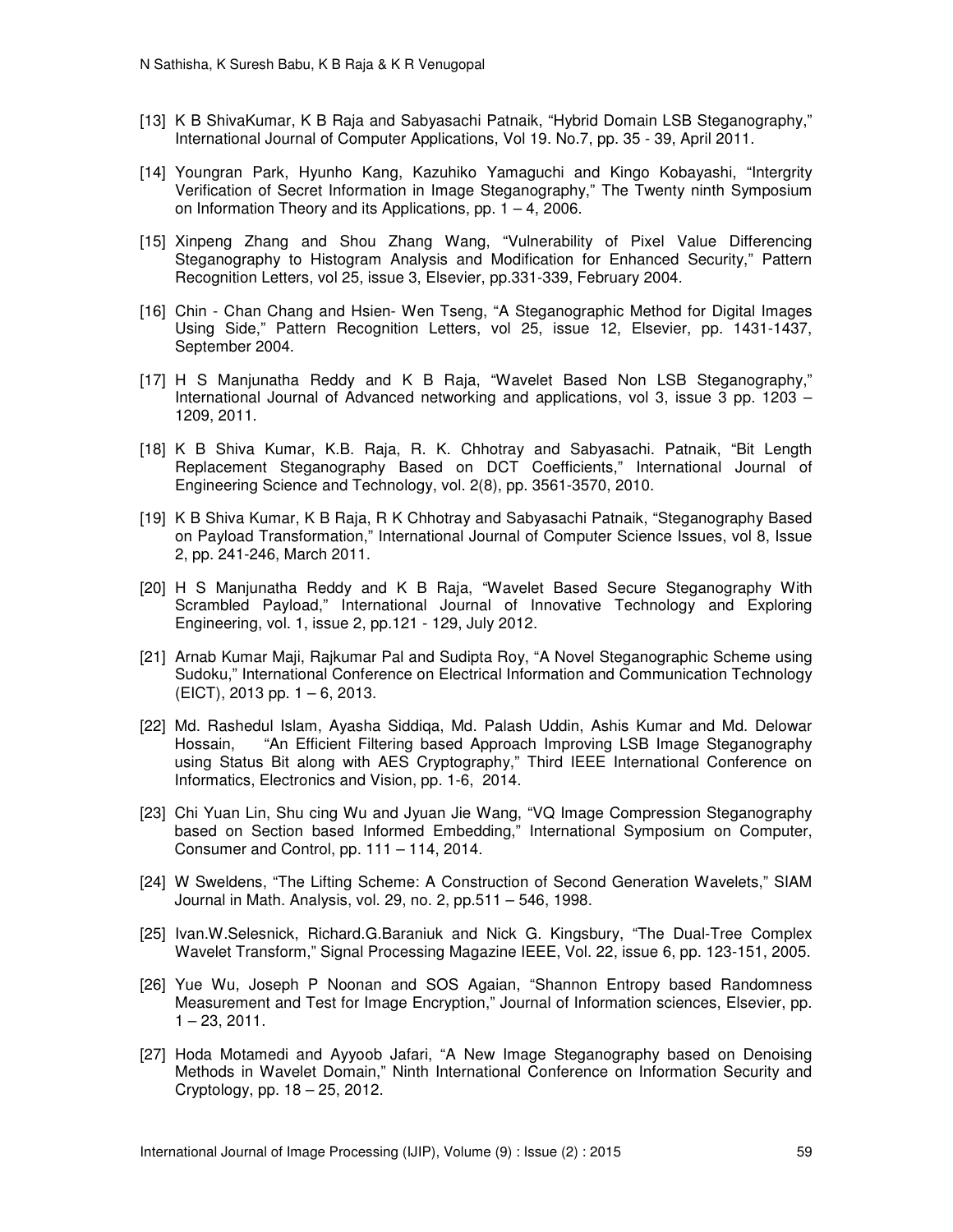[13] K B ShivaKumar, K B Raja and Sabyasachi Patnaik, “Hybrid Domain LSB Steganography,” International Journal of Computer Applications, Vol 19. No.7, pp. 35 - 39, April 2011.

[14] Youngran Park, Hyunho Kang, Kazuhiko Yamaguchi and Kingo Kobayashi, “Intergrity Verification of Secret Information in Image Steganography,” The Twenty ninth Symposium on Information Theory and its Applications, pp. 1 – 4, 2006.

[15] Xinpeng Zhang and Shou Zhang Wang, “Vulnerability of Pixel Value Differencing Steganography to Histogram Analysis and Modification for Enhanced Security,” Pattern Recognition Letters, vol 25, issue 3, Elsevier, pp.331-339, February 2004.

[16] Chin - Chan Chang and Hsien- Wen Tseng, “A Steganographic Method for Digital Images Using Side,” Pattern Recognition Letters, vol 25, issue 12, Elsevier, pp. 1431-1437, September 2004.

[17] H S Manjunatha Reddy and K B Raja, “Wavelet Based Non LSB Steganography,” International Journal of Advanced networking and applications, vol 3, issue 3 pp. 1203 – 1209, 2011.

[18] K B Shiva Kumar, K.B. Raja, R. K. Chhotray and Sabyasachi. Patnaik, “Bit Length Replacement Steganography Based on DCT Coefficients,” International Journal of Engineering Science and Technology, vol. 2(8), pp. 3561-3570, 2010.

[19] K B Shiva Kumar, K B Raja, R K Chhotray and Sabyasachi Patnaik, “Steganography Based on Payload Transformation,” International Journal of Computer Science Issues, vol 8, Issue 2, pp. 241-246, March 2011.

[20] H S Manjunatha Reddy and K B Raja, “Wavelet Based Secure Steganography With Scrambled Payload,” International Journal of Innovative Technology and Exploring Engineering, vol. 1, issue 2, pp.121 - 129, July 2012.

[21] Arnab Kumar Maji, Rajkumar Pal and Sudipta Roy, “A Novel Steganographic Scheme using Sudoku,” International Conference on Electrical Information and Communication Technology (EICT), 2013 pp. 1 – 6, 2013.

[22] Md. Rashedul Islam, Ayasha Siddiqa, Md. Palash Uddin, Ashis Kumar and Md. Delowar Hossain, “An Efficient Filtering based Approach Improving LSB Image Steganography using Status Bit along with AES Cryptography,” Third IEEE International Conference on Informatics, Electronics and Vision, pp. 1-6, 2014.

[23] Chi Yuan Lin, Shu cing Wu and Jyuan Jie Wang, “VQ Image Compression Steganography based on Section based Informed Embedding,” International Symposium on Computer, Consumer and Control, pp. 111 – 114, 2014.

[24] W Sweldens, “The Lifting Scheme: A Construction of Second Generation Wavelets,” SIAM Journal in Math. Analysis, vol. 29, no. 2, pp.511 – 546, 1998.

[25] Ivan.W.Selesnick, Richard.G.Baraniuk and Nick G. Kingsbury, “The Dual-Tree Complex Wavelet Transform,” Signal Processing Magazine IEEE, Vol. 22, issue 6, pp. 123-151, 2005.

[26] Yue Wu, Joseph P Noonan and SOS Agaian, “Shannon Entropy based Randomness Measurement and Test for Image Encryption,” Journal of Information sciences, Elsevier, pp. 1 – 23, 2011.

[27] Hoda Motamedi and Ayyoob Jafari, “A New Image Steganography based on Denoising Methods in Wavelet Domain,” Ninth International Conference on Information Security and Cryptology, pp. 18 – 25, 2012.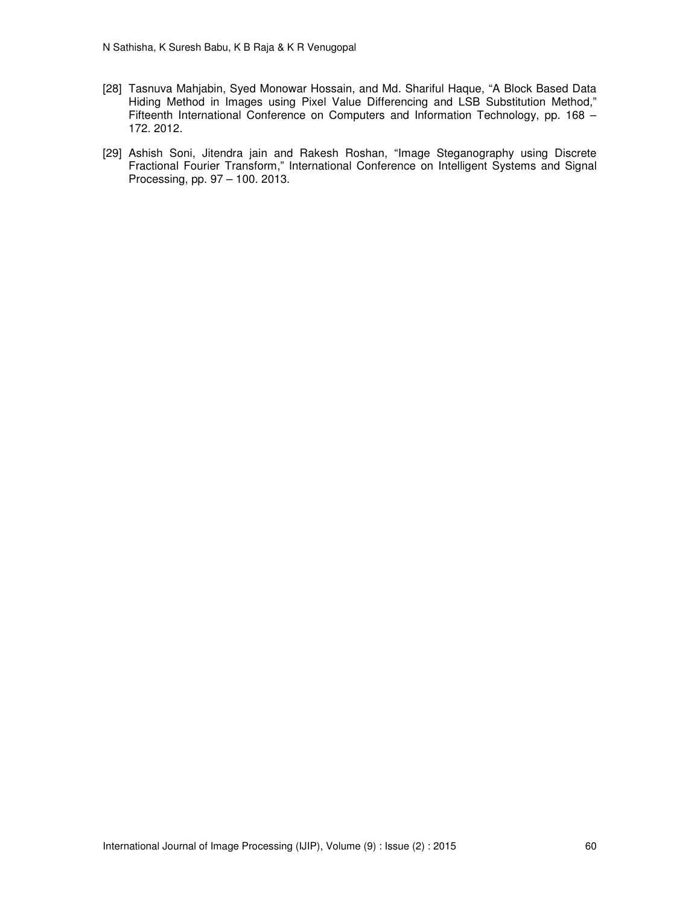[28] Tasnuva Mahjabin, Syed Monowar Hossain, and Md. Shariful Haque, "A Block Based Data Hiding Method in Images using Pixel Value Differencing and LSB Substitution Method," Fifteenth International Conference on Computers and Information Technology, pp. 168 – 172. 2012.

[29] Ashish Soni, Jitendra jain and Rakesh Roshan, "Image Steganography using Discrete Fractional Fourier Transform," International Conference on Intelligent Systems and Signal Processing, pp. 97 – 100. 2013.